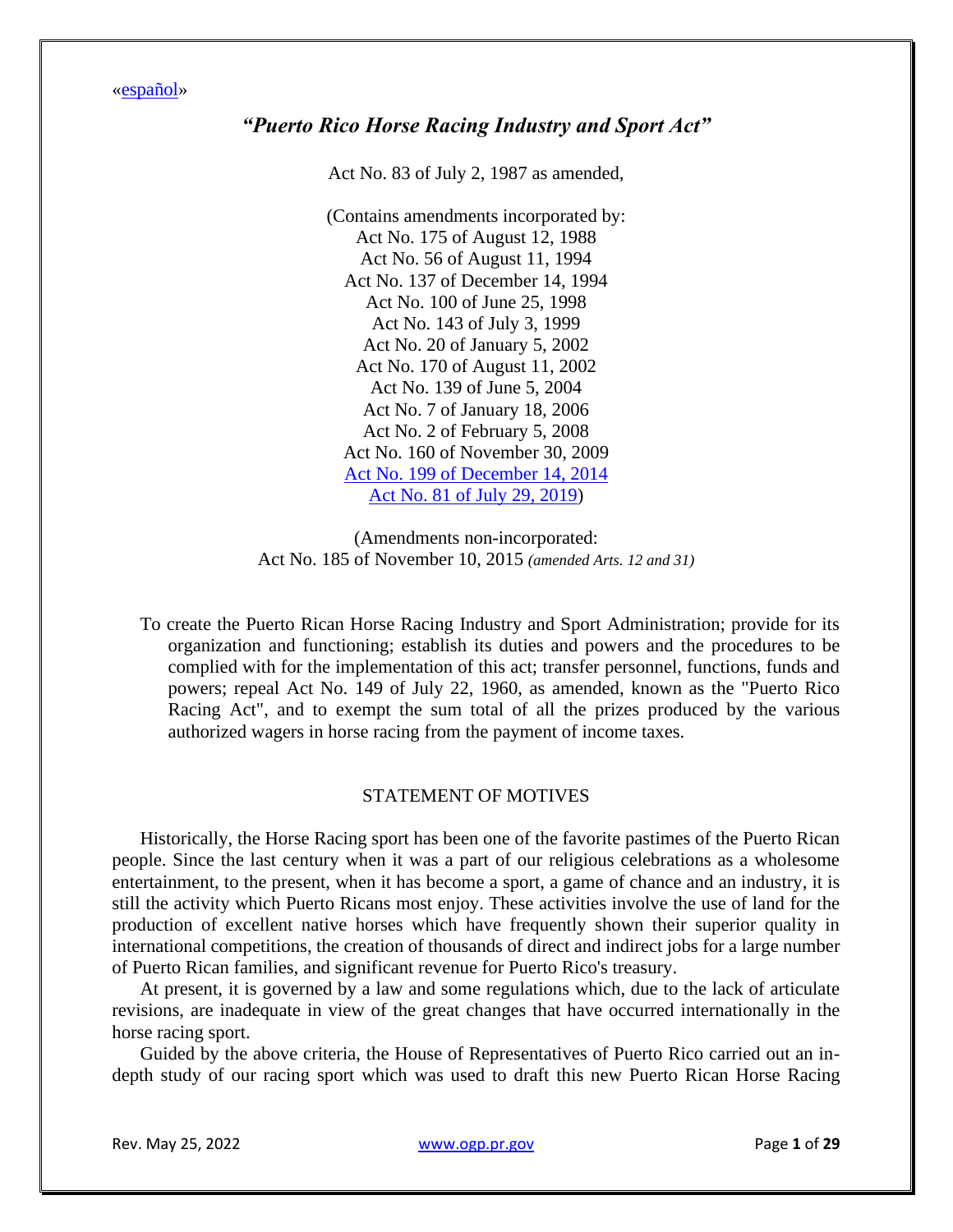«español»

# *"Puerto Rico Horse Racing Industry and Sport Act"*

Act No. 83 of July 2, 1987 as amended,

(Contains amendments incorporated by:
Act No. 175 of August 12, 1988
Act No. 56 of August 11, 1994
Act No. 137 of December 14, 1994
Act No. 100 of June 25, 1998
Act No. 143 of July 3, 1999
Act No. 20 of January 5, 2002
Act No. 170 of August 11, 2002
Act No. 139 of June 5, 2004
Act No. 7 of January 18, 2006
Act No. 2 of February 5, 2008
Act No. 160 of November 30, 2009
Act No. 199 of December 14, 2014
Act No. 81 of July 29, 2019)

(Amendments non-incorporated:
Act No. 185 of November 10, 2015 *(amended Arts. 12 and 31)*

To create the Puerto Rican Horse Racing Industry and Sport Administration; provide for its organization and functioning; establish its duties and powers and the procedures to be complied with for the implementation of this act; transfer personnel, functions, funds and powers; repeal Act No. 149 of July 22, 1960, as amended, known as the "Puerto Rico Racing Act", and to exempt the sum total of all the prizes produced by the various authorized wagers in horse racing from the payment of income taxes.

## STATEMENT OF MOTIVES

Historically, the Horse Racing sport has been one of the favorite pastimes of the Puerto Rican people. Since the last century when it was a part of our religious celebrations as a wholesome entertainment, to the present, when it has become a sport, a game of chance and an industry, it is still the activity which Puerto Ricans most enjoy. These activities involve the use of land for the production of excellent native horses which have frequently shown their superior quality in international competitions, the creation of thousands of direct and indirect jobs for a large number of Puerto Rican families, and significant revenue for Puerto Rico's treasury.

At present, it is governed by a law and some regulations which, due to the lack of articulate revisions, are inadequate in view of the great changes that have occurred internationally in the horse racing sport.

Guided by the above criteria, the House of Representatives of Puerto Rico carried out an in-depth study of our racing sport which was used to draft this new Puerto Rican Horse Racing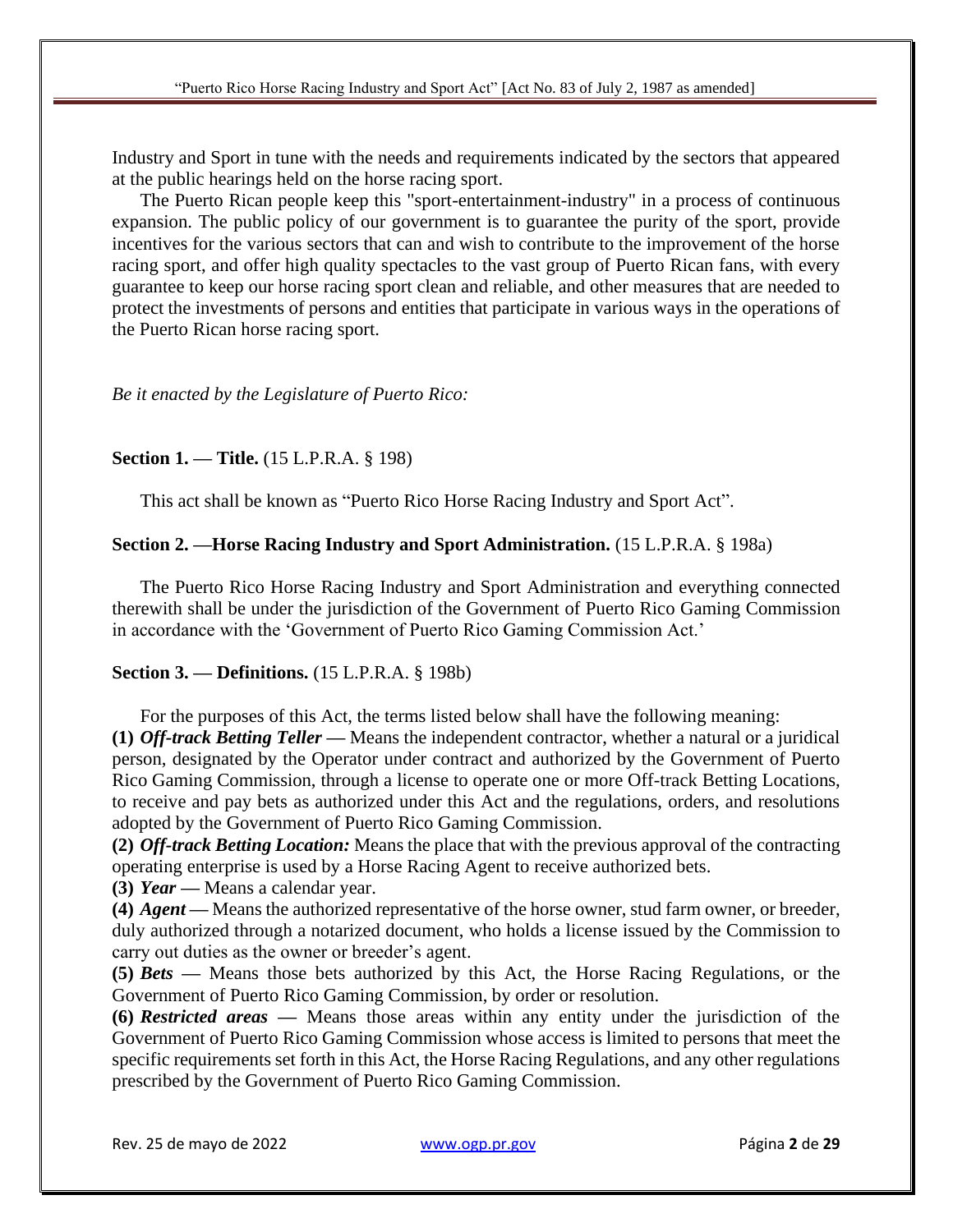Industry and Sport in tune with the needs and requirements indicated by the sectors that appeared at the public hearings held on the horse racing sport.

The Puerto Rican people keep this "sport-entertainment-industry" in a process of continuous expansion. The public policy of our government is to guarantee the purity of the sport, provide incentives for the various sectors that can and wish to contribute to the improvement of the horse racing sport, and offer high quality spectacles to the vast group of Puerto Rican fans, with every guarantee to keep our horse racing sport clean and reliable, and other measures that are needed to protect the investments of persons and entities that participate in various ways in the operations of the Puerto Rican horse racing sport.

*Be it enacted by the Legislature of Puerto Rico:*

**Section 1. — Title.** (15 L.P.R.A. § 198)

This act shall be known as "Puerto Rico Horse Racing Industry and Sport Act".

**Section 2. —Horse Racing Industry and Sport Administration.** (15 L.P.R.A. § 198a)

The Puerto Rico Horse Racing Industry and Sport Administration and everything connected therewith shall be under the jurisdiction of the Government of Puerto Rico Gaming Commission in accordance with the 'Government of Puerto Rico Gaming Commission Act.'

**Section 3. — Definitions.** (15 L.P.R.A. § 198b)

For the purposes of this Act, the terms listed below shall have the following meaning:

**(1)** ***Off-track Betting Teller*** **—** Means the independent contractor, whether a natural or a juridical person, designated by the Operator under contract and authorized by the Government of Puerto Rico Gaming Commission, through a license to operate one or more Off-track Betting Locations, to receive and pay bets as authorized under this Act and the regulations, orders, and resolutions adopted by the Government of Puerto Rico Gaming Commission.

**(2)** ***Off-track Betting Location:*** Means the place that with the previous approval of the contracting operating enterprise is used by a Horse Racing Agent to receive authorized bets.

**(3)** ***Year*** **—** Means a calendar year.

**(4)** ***Agent*** **—** Means the authorized representative of the horse owner, stud farm owner, or breeder, duly authorized through a notarized document, who holds a license issued by the Commission to carry out duties as the owner or breeder's agent.

**(5)** ***Bets*** **—** Means those bets authorized by this Act, the Horse Racing Regulations, or the Government of Puerto Rico Gaming Commission, by order or resolution.

**(6)** ***Restricted areas*** **—** Means those areas within any entity under the jurisdiction of the Government of Puerto Rico Gaming Commission whose access is limited to persons that meet the specific requirements set forth in this Act, the Horse Racing Regulations, and any other regulations prescribed by the Government of Puerto Rico Gaming Commission.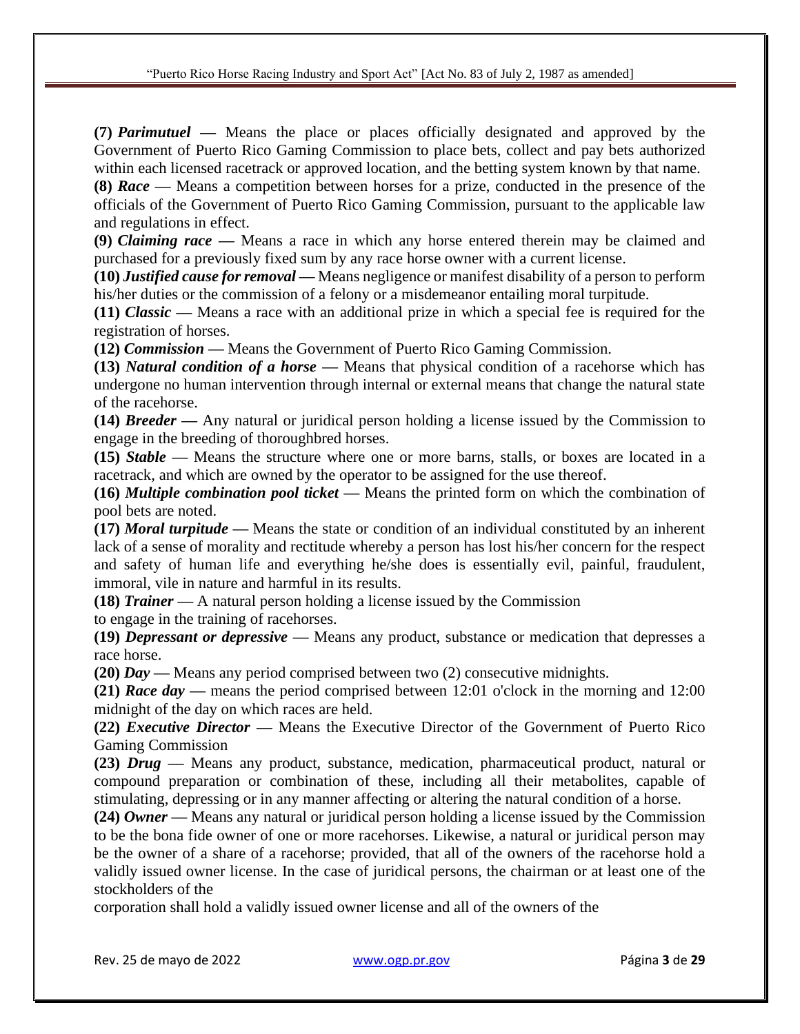**(7)** ***Parimutuel*** **—** Means the place or places officially designated and approved by the Government of Puerto Rico Gaming Commission to place bets, collect and pay bets authorized within each licensed racetrack or approved location, and the betting system known by that name.

**(8)** ***Race*** **—** Means a competition between horses for a prize, conducted in the presence of the officials of the Government of Puerto Rico Gaming Commission, pursuant to the applicable law and regulations in effect.

**(9)** ***Claiming race*** **—** Means a race in which any horse entered therein may be claimed and purchased for a previously fixed sum by any race horse owner with a current license.

**(10)** ***Justified cause for removal*** **—** Means negligence or manifest disability of a person to perform his/her duties or the commission of a felony or a misdemeanor entailing moral turpitude.

**(11)** ***Classic*** **—** Means a race with an additional prize in which a special fee is required for the registration of horses.

**(12)** ***Commission*** **—** Means the Government of Puerto Rico Gaming Commission.

**(13)** ***Natural condition of a horse*** **—** Means that physical condition of a racehorse which has undergone no human intervention through internal or external means that change the natural state of the racehorse.

**(14)** ***Breeder*** **—** Any natural or juridical person holding a license issued by the Commission to engage in the breeding of thoroughbred horses.

**(15)** ***Stable*** **—** Means the structure where one or more barns, stalls, or boxes are located in a racetrack, and which are owned by the operator to be assigned for the use thereof.

**(16)** ***Multiple combination pool ticket*** **—** Means the printed form on which the combination of pool bets are noted.

**(17)** ***Moral turpitude*** **—** Means the state or condition of an individual constituted by an inherent lack of a sense of morality and rectitude whereby a person has lost his/her concern for the respect and safety of human life and everything he/she does is essentially evil, painful, fraudulent, immoral, vile in nature and harmful in its results.

**(18)** ***Trainer*** **—** A natural person holding a license issued by the Commission to engage in the training of racehorses.

**(19)** ***Depressant or depressive*** **—** Means any product, substance or medication that depresses a race horse.

**(20)** ***Day*** **—** Means any period comprised between two (2) consecutive midnights.

**(21)** ***Race day*** **—** means the period comprised between 12:01 o'clock in the morning and 12:00 midnight of the day on which races are held.

**(22)** ***Executive Director*** **—** Means the Executive Director of the Government of Puerto Rico Gaming Commission

**(23)** ***Drug*** **—** Means any product, substance, medication, pharmaceutical product, natural or compound preparation or combination of these, including all their metabolites, capable of stimulating, depressing or in any manner affecting or altering the natural condition of a horse.

**(24)** ***Owner*** **—** Means any natural or juridical person holding a license issued by the Commission to be the bona fide owner of one or more racehorses. Likewise, a natural or juridical person may be the owner of a share of a racehorse; provided, that all of the owners of the racehorse hold a validly issued owner license. In the case of juridical persons, the chairman or at least one of the stockholders of the corporation shall hold a validly issued owner license and all of the owners of the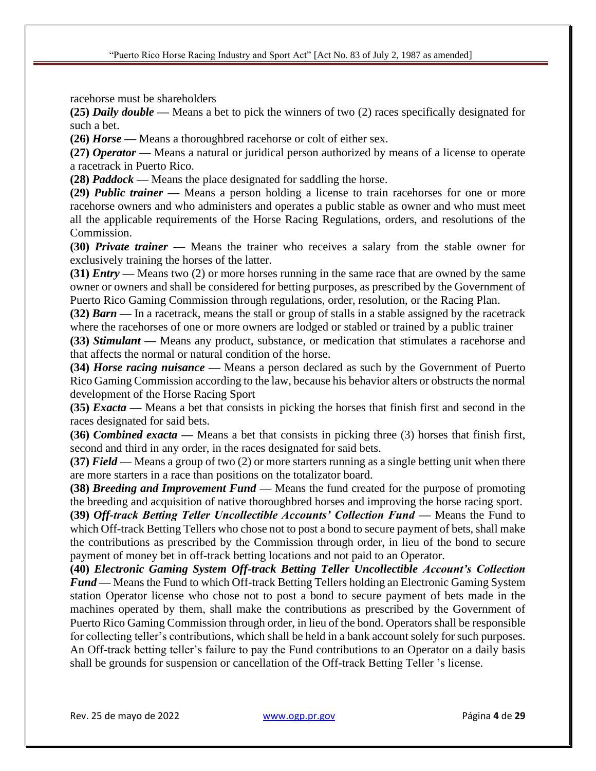racehorse must be shareholders

**(25)** ***Daily double*** **—** Means a bet to pick the winners of two (2) races specifically designated for such a bet.

**(26)** ***Horse*** **—** Means a thoroughbred racehorse or colt of either sex.

**(27)** ***Operator*** **—** Means a natural or juridical person authorized by means of a license to operate a racetrack in Puerto Rico.

**(28)** ***Paddock*** **—** Means the place designated for saddling the horse.

**(29)** ***Public trainer*** **—** Means a person holding a license to train racehorses for one or more racehorse owners and who administers and operates a public stable as owner and who must meet all the applicable requirements of the Horse Racing Regulations, orders, and resolutions of the Commission.

**(30)** ***Private trainer*** **—** Means the trainer who receives a salary from the stable owner for exclusively training the horses of the latter.

**(31)** ***Entry*** **—** Means two (2) or more horses running in the same race that are owned by the same owner or owners and shall be considered for betting purposes, as prescribed by the Government of Puerto Rico Gaming Commission through regulations, order, resolution, or the Racing Plan.

**(32)** ***Barn*** **—** In a racetrack, means the stall or group of stalls in a stable assigned by the racetrack where the racehorses of one or more owners are lodged or stabled or trained by a public trainer

**(33)** ***Stimulant*** **—** Means any product, substance, or medication that stimulates a racehorse and that affects the normal or natural condition of the horse.

**(34)** ***Horse racing nuisance*** **—** Means a person declared as such by the Government of Puerto Rico Gaming Commission according to the law, because his behavior alters or obstructs the normal development of the Horse Racing Sport

**(35)** ***Exacta*** **—** Means a bet that consists in picking the horses that finish first and second in the races designated for said bets.

**(36)** ***Combined exacta*** **—** Means a bet that consists in picking three (3) horses that finish first, second and third in any order, in the races designated for said bets.

**(37)** ***Field*** — Means a group of two (2) or more starters running as a single betting unit when there are more starters in a race than positions on the totalizator board.

**(38)** ***Breeding and Improvement Fund*** **—** Means the fund created for the purpose of promoting the breeding and acquisition of native thoroughbred horses and improving the horse racing sport.

**(39)** ***Off-track Betting Teller Uncollectible Accounts' Collection Fund*** **—** Means the Fund to which Off-track Betting Tellers who chose not to post a bond to secure payment of bets, shall make the contributions as prescribed by the Commission through order, in lieu of the bond to secure payment of money bet in off-track betting locations and not paid to an Operator.

**(40)** ***Electronic Gaming System Off-track Betting Teller Uncollectible Account's Collection Fund*** **—** Means the Fund to which Off-track Betting Tellers holding an Electronic Gaming System station Operator license who chose not to post a bond to secure payment of bets made in the machines operated by them, shall make the contributions as prescribed by the Government of Puerto Rico Gaming Commission through order, in lieu of the bond. Operators shall be responsible for collecting teller's contributions, which shall be held in a bank account solely for such purposes. An Off-track betting teller's failure to pay the Fund contributions to an Operator on a daily basis shall be grounds for suspension or cancellation of the Off-track Betting Teller 's license.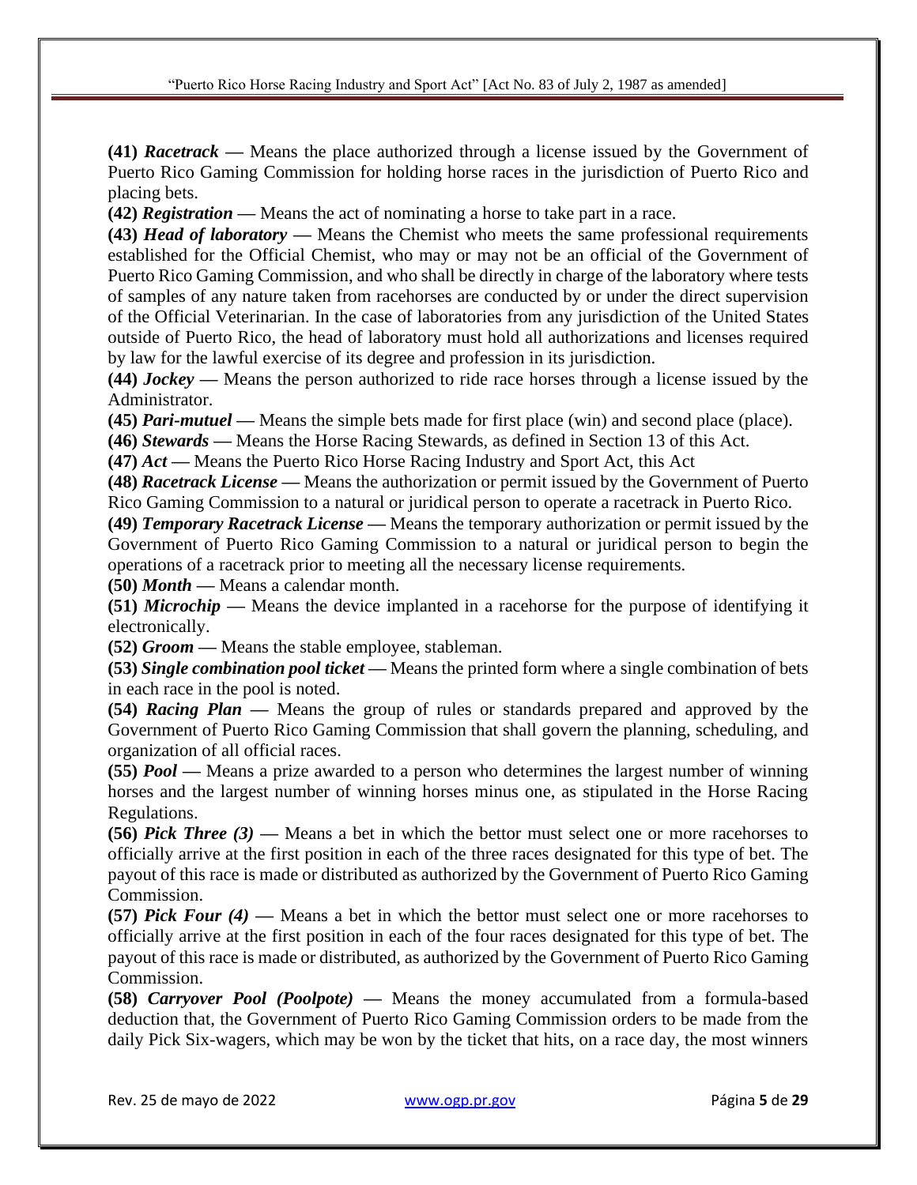**(41)** ***Racetrack*** **—** Means the place authorized through a license issued by the Government of Puerto Rico Gaming Commission for holding horse races in the jurisdiction of Puerto Rico and placing bets.

**(42)** ***Registration*** **—** Means the act of nominating a horse to take part in a race.

**(43)** ***Head of laboratory*** **—** Means the Chemist who meets the same professional requirements established for the Official Chemist, who may or may not be an official of the Government of Puerto Rico Gaming Commission, and who shall be directly in charge of the laboratory where tests of samples of any nature taken from racehorses are conducted by or under the direct supervision of the Official Veterinarian. In the case of laboratories from any jurisdiction of the United States outside of Puerto Rico, the head of laboratory must hold all authorizations and licenses required by law for the lawful exercise of its degree and profession in its jurisdiction.

**(44)** ***Jockey*** **—** Means the person authorized to ride race horses through a license issued by the Administrator.

**(45)** ***Pari-mutuel*** **—** Means the simple bets made for first place (win) and second place (place).

**(46)** ***Stewards*** **—** Means the Horse Racing Stewards, as defined in Section 13 of this Act.

**(47)** ***Act*** **—** Means the Puerto Rico Horse Racing Industry and Sport Act, this Act

**(48)** ***Racetrack License*** **—** Means the authorization or permit issued by the Government of Puerto Rico Gaming Commission to a natural or juridical person to operate a racetrack in Puerto Rico.

**(49)** ***Temporary Racetrack License*** **—** Means the temporary authorization or permit issued by the Government of Puerto Rico Gaming Commission to a natural or juridical person to begin the operations of a racetrack prior to meeting all the necessary license requirements.

**(50)** ***Month*** **—** Means a calendar month.

**(51)** ***Microchip*** **—** Means the device implanted in a racehorse for the purpose of identifying it electronically.

**(52)** ***Groom*** **—** Means the stable employee, stableman.

**(53)** ***Single combination pool ticket*** **—** Means the printed form where a single combination of bets in each race in the pool is noted.

**(54)** ***Racing Plan*** **—** Means the group of rules or standards prepared and approved by the Government of Puerto Rico Gaming Commission that shall govern the planning, scheduling, and organization of all official races.

**(55)** ***Pool*** **—** Means a prize awarded to a person who determines the largest number of winning horses and the largest number of winning horses minus one, as stipulated in the Horse Racing Regulations.

**(56)** ***Pick Three (3)*** **—** Means a bet in which the bettor must select one or more racehorses to officially arrive at the first position in each of the three races designated for this type of bet. The payout of this race is made or distributed as authorized by the Government of Puerto Rico Gaming Commission.

**(57)** ***Pick Four (4)*** **—** Means a bet in which the bettor must select one or more racehorses to officially arrive at the first position in each of the four races designated for this type of bet. The payout of this race is made or distributed, as authorized by the Government of Puerto Rico Gaming Commission.

**(58)** ***Carryover Pool (Poolpote)*** **—** Means the money accumulated from a formula-based deduction that, the Government of Puerto Rico Gaming Commission orders to be made from the daily Pick Six-wagers, which may be won by the ticket that hits, on a race day, the most winners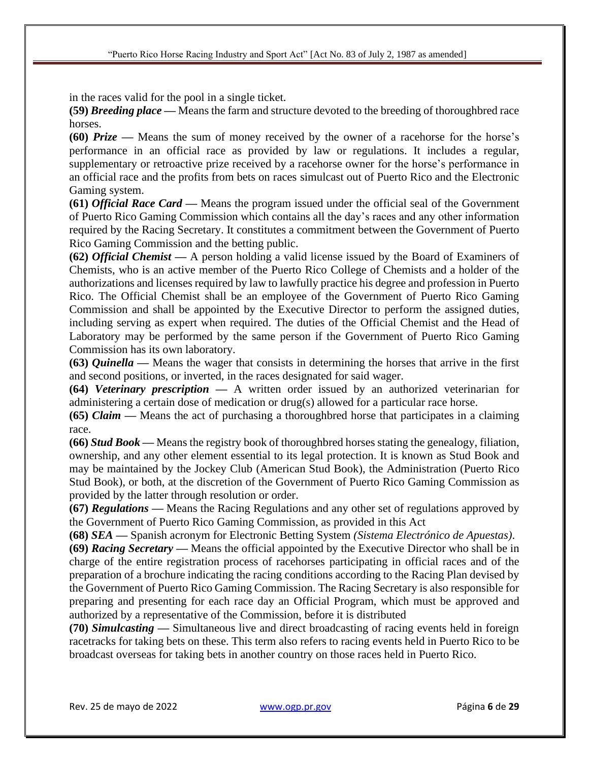in the races valid for the pool in a single ticket.

**(59)** ***Breeding place*** **—** Means the farm and structure devoted to the breeding of thoroughbred race horses.

**(60)** ***Prize*** **—** Means the sum of money received by the owner of a racehorse for the horse's performance in an official race as provided by law or regulations. It includes a regular, supplementary or retroactive prize received by a racehorse owner for the horse's performance in an official race and the profits from bets on races simulcast out of Puerto Rico and the Electronic Gaming system.

**(61)** ***Official Race Card*** **—** Means the program issued under the official seal of the Government of Puerto Rico Gaming Commission which contains all the day's races and any other information required by the Racing Secretary. It constitutes a commitment between the Government of Puerto Rico Gaming Commission and the betting public.

**(62)** ***Official Chemist*** **—** A person holding a valid license issued by the Board of Examiners of Chemists, who is an active member of the Puerto Rico College of Chemists and a holder of the authorizations and licenses required by law to lawfully practice his degree and profession in Puerto Rico. The Official Chemist shall be an employee of the Government of Puerto Rico Gaming Commission and shall be appointed by the Executive Director to perform the assigned duties, including serving as expert when required. The duties of the Official Chemist and the Head of Laboratory may be performed by the same person if the Government of Puerto Rico Gaming Commission has its own laboratory.

**(63)** ***Quinella*** **—** Means the wager that consists in determining the horses that arrive in the first and second positions, or inverted, in the races designated for said wager.

**(64)** ***Veterinary prescription*** **—** A written order issued by an authorized veterinarian for administering a certain dose of medication or drug(s) allowed for a particular race horse.

**(65)** ***Claim*** **—** Means the act of purchasing a thoroughbred horse that participates in a claiming race.

**(66)** ***Stud Book*** **—** Means the registry book of thoroughbred horses stating the genealogy, filiation, ownership, and any other element essential to its legal protection. It is known as Stud Book and may be maintained by the Jockey Club (American Stud Book), the Administration (Puerto Rico Stud Book), or both, at the discretion of the Government of Puerto Rico Gaming Commission as provided by the latter through resolution or order.

**(67)** ***Regulations*** **—** Means the Racing Regulations and any other set of regulations approved by the Government of Puerto Rico Gaming Commission, as provided in this Act

**(68)** ***SEA*** **—** Spanish acronym for Electronic Betting System *(Sistema Electrónico de Apuestas)*.

**(69)** ***Racing Secretary*** **—** Means the official appointed by the Executive Director who shall be in charge of the entire registration process of racehorses participating in official races and of the preparation of a brochure indicating the racing conditions according to the Racing Plan devised by the Government of Puerto Rico Gaming Commission. The Racing Secretary is also responsible for preparing and presenting for each race day an Official Program, which must be approved and authorized by a representative of the Commission, before it is distributed

**(70)** ***Simulcasting*** **—** Simultaneous live and direct broadcasting of racing events held in foreign racetracks for taking bets on these. This term also refers to racing events held in Puerto Rico to be broadcast overseas for taking bets in another country on those races held in Puerto Rico.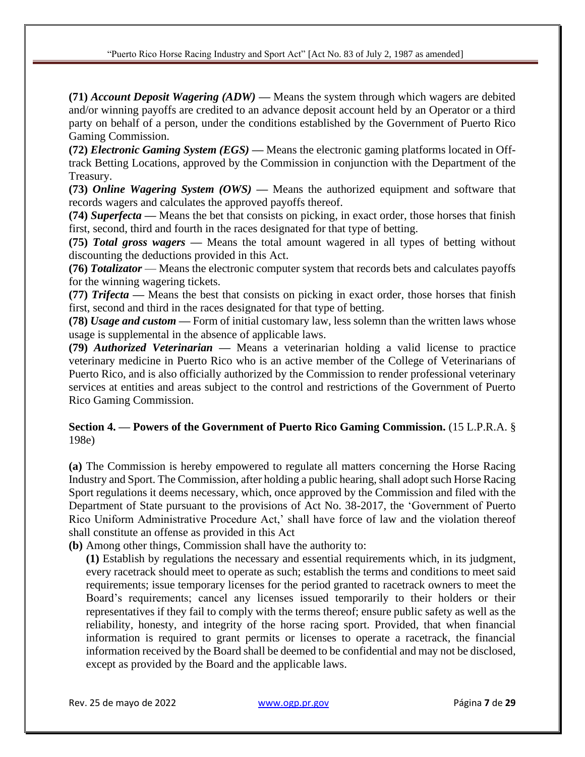**(71)** ***Account Deposit Wagering (ADW)*** **—** Means the system through which wagers are debited and/or winning payoffs are credited to an advance deposit account held by an Operator or a third party on behalf of a person, under the conditions established by the Government of Puerto Rico Gaming Commission.

**(72)** ***Electronic Gaming System (EGS)*** **—** Means the electronic gaming platforms located in Off-track Betting Locations, approved by the Commission in conjunction with the Department of the Treasury.

**(73)** ***Online Wagering System (OWS)*** **—** Means the authorized equipment and software that records wagers and calculates the approved payoffs thereof.

**(74)** ***Superfecta*** **—** Means the bet that consists on picking, in exact order, those horses that finish first, second, third and fourth in the races designated for that type of betting.

**(75)** ***Total gross wagers*** **—** Means the total amount wagered in all types of betting without discounting the deductions provided in this Act.

**(76)** ***Totalizator*** — Means the electronic computer system that records bets and calculates payoffs for the winning wagering tickets.

**(77)** ***Trifecta*** **—** Means the best that consists on picking in exact order, those horses that finish first, second and third in the races designated for that type of betting.

**(78)** ***Usage and custom*** **—** Form of initial customary law, less solemn than the written laws whose usage is supplemental in the absence of applicable laws.

**(79)** ***Authorized Veterinarian*** **—** Means a veterinarian holding a valid license to practice veterinary medicine in Puerto Rico who is an active member of the College of Veterinarians of Puerto Rico, and is also officially authorized by the Commission to render professional veterinary services at entities and areas subject to the control and restrictions of the Government of Puerto Rico Gaming Commission.

**Section 4. — Powers of the Government of Puerto Rico Gaming Commission.** (15 L.P.R.A. § 198e)

**(a)** The Commission is hereby empowered to regulate all matters concerning the Horse Racing Industry and Sport. The Commission, after holding a public hearing, shall adopt such Horse Racing Sport regulations it deems necessary, which, once approved by the Commission and filed with the Department of State pursuant to the provisions of Act No. 38-2017, the 'Government of Puerto Rico Uniform Administrative Procedure Act,' shall have force of law and the violation thereof shall constitute an offense as provided in this Act

**(b)** Among other things, Commission shall have the authority to:

**(1)** Establish by regulations the necessary and essential requirements which, in its judgment, every racetrack should meet to operate as such; establish the terms and conditions to meet said requirements; issue temporary licenses for the period granted to racetrack owners to meet the Board's requirements; cancel any licenses issued temporarily to their holders or their representatives if they fail to comply with the terms thereof; ensure public safety as well as the reliability, honesty, and integrity of the horse racing sport. Provided, that when financial information is required to grant permits or licenses to operate a racetrack, the financial information received by the Board shall be deemed to be confidential and may not be disclosed, except as provided by the Board and the applicable laws.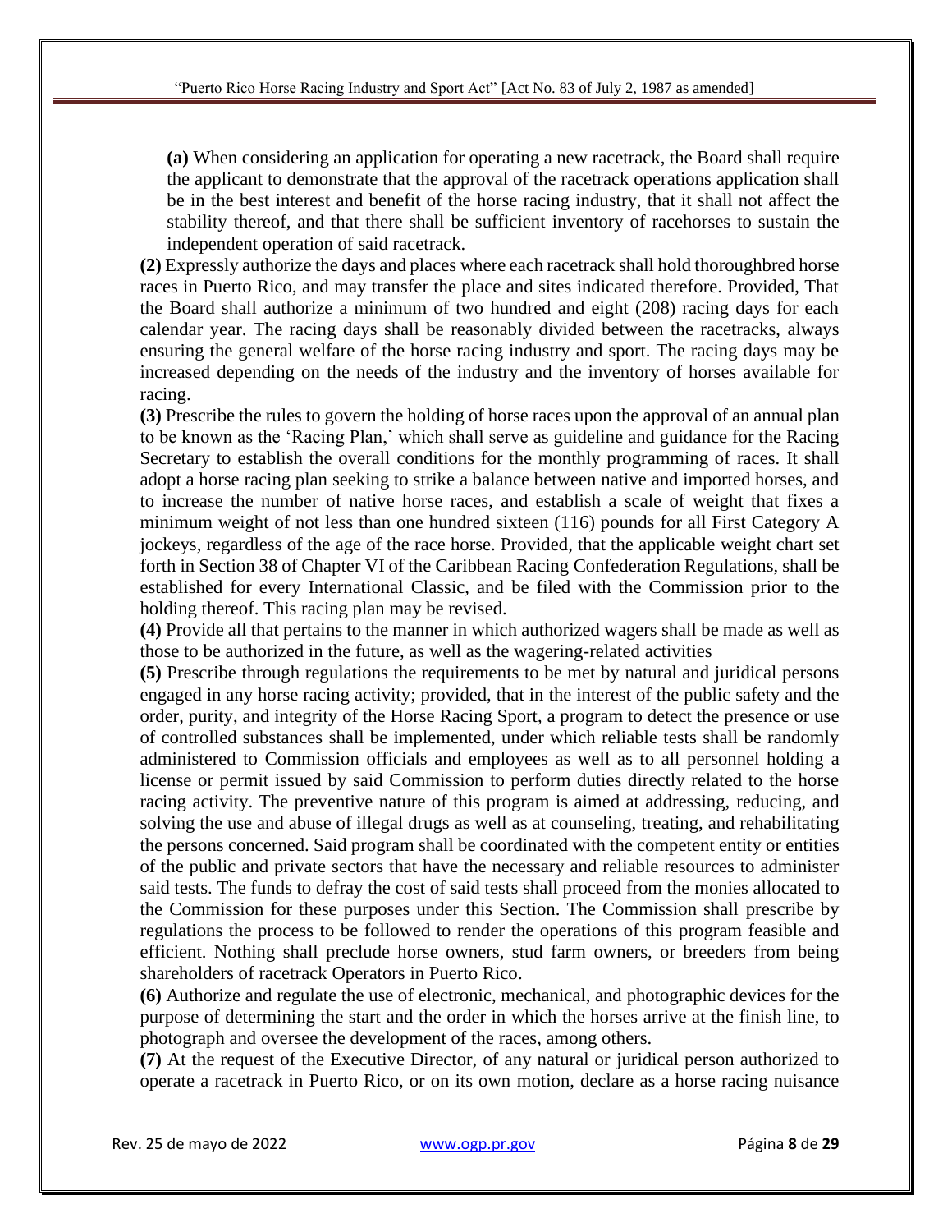**(a)** When considering an application for operating a new racetrack, the Board shall require the applicant to demonstrate that the approval of the racetrack operations application shall be in the best interest and benefit of the horse racing industry, that it shall not affect the stability thereof, and that there shall be sufficient inventory of racehorses to sustain the independent operation of said racetrack.

**(2)** Expressly authorize the days and places where each racetrack shall hold thoroughbred horse races in Puerto Rico, and may transfer the place and sites indicated therefore. Provided, That the Board shall authorize a minimum of two hundred and eight (208) racing days for each calendar year. The racing days shall be reasonably divided between the racetracks, always ensuring the general welfare of the horse racing industry and sport. The racing days may be increased depending on the needs of the industry and the inventory of horses available for racing.

**(3)** Prescribe the rules to govern the holding of horse races upon the approval of an annual plan to be known as the 'Racing Plan,' which shall serve as guideline and guidance for the Racing Secretary to establish the overall conditions for the monthly programming of races. It shall adopt a horse racing plan seeking to strike a balance between native and imported horses, and to increase the number of native horse races, and establish a scale of weight that fixes a minimum weight of not less than one hundred sixteen (116) pounds for all First Category A jockeys, regardless of the age of the race horse. Provided, that the applicable weight chart set forth in Section 38 of Chapter VI of the Caribbean Racing Confederation Regulations, shall be established for every International Classic, and be filed with the Commission prior to the holding thereof. This racing plan may be revised.

**(4)** Provide all that pertains to the manner in which authorized wagers shall be made as well as those to be authorized in the future, as well as the wagering-related activities

**(5)** Prescribe through regulations the requirements to be met by natural and juridical persons engaged in any horse racing activity; provided, that in the interest of the public safety and the order, purity, and integrity of the Horse Racing Sport, a program to detect the presence or use of controlled substances shall be implemented, under which reliable tests shall be randomly administered to Commission officials and employees as well as to all personnel holding a license or permit issued by said Commission to perform duties directly related to the horse racing activity. The preventive nature of this program is aimed at addressing, reducing, and solving the use and abuse of illegal drugs as well as at counseling, treating, and rehabilitating the persons concerned. Said program shall be coordinated with the competent entity or entities of the public and private sectors that have the necessary and reliable resources to administer said tests. The funds to defray the cost of said tests shall proceed from the monies allocated to the Commission for these purposes under this Section. The Commission shall prescribe by regulations the process to be followed to render the operations of this program feasible and efficient. Nothing shall preclude horse owners, stud farm owners, or breeders from being shareholders of racetrack Operators in Puerto Rico.

**(6)** Authorize and regulate the use of electronic, mechanical, and photographic devices for the purpose of determining the start and the order in which the horses arrive at the finish line, to photograph and oversee the development of the races, among others.

**(7)** At the request of the Executive Director, of any natural or juridical person authorized to operate a racetrack in Puerto Rico, or on its own motion, declare as a horse racing nuisance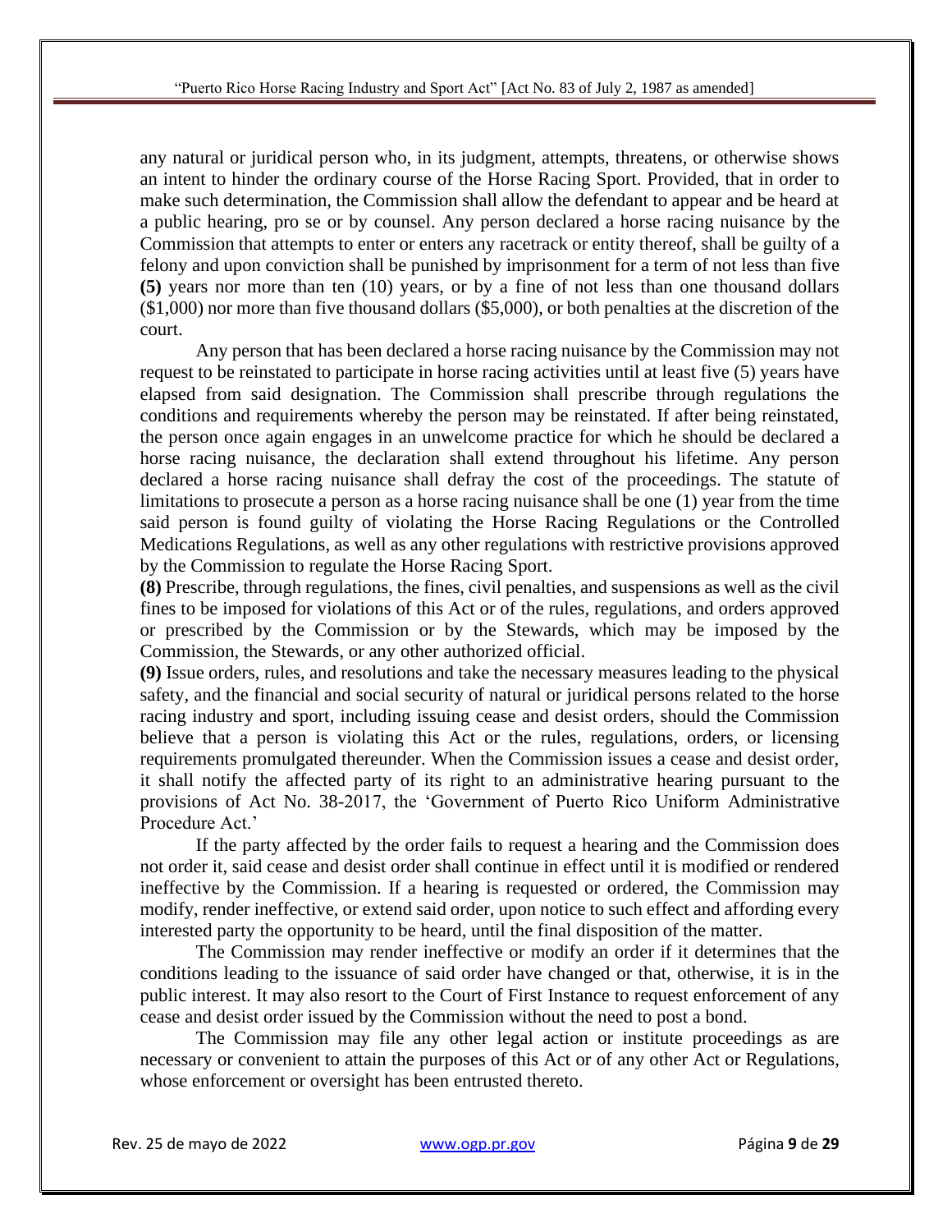any natural or juridical person who, in its judgment, attempts, threatens, or otherwise shows an intent to hinder the ordinary course of the Horse Racing Sport. Provided, that in order to make such determination, the Commission shall allow the defendant to appear and be heard at a public hearing, pro se or by counsel. Any person declared a horse racing nuisance by the Commission that attempts to enter or enters any racetrack or entity thereof, shall be guilty of a felony and upon conviction shall be punished by imprisonment for a term of not less than five **(5)** years nor more than ten (10) years, or by a fine of not less than one thousand dollars ($1,000) nor more than five thousand dollars ($5,000), or both penalties at the discretion of the court.

Any person that has been declared a horse racing nuisance by the Commission may not request to be reinstated to participate in horse racing activities until at least five (5) years have elapsed from said designation. The Commission shall prescribe through regulations the conditions and requirements whereby the person may be reinstated. If after being reinstated, the person once again engages in an unwelcome practice for which he should be declared a horse racing nuisance, the declaration shall extend throughout his lifetime. Any person declared a horse racing nuisance shall defray the cost of the proceedings. The statute of limitations to prosecute a person as a horse racing nuisance shall be one (1) year from the time said person is found guilty of violating the Horse Racing Regulations or the Controlled Medications Regulations, as well as any other regulations with restrictive provisions approved by the Commission to regulate the Horse Racing Sport.

**(8)** Prescribe, through regulations, the fines, civil penalties, and suspensions as well as the civil fines to be imposed for violations of this Act or of the rules, regulations, and orders approved or prescribed by the Commission or by the Stewards, which may be imposed by the Commission, the Stewards, or any other authorized official.

**(9)** Issue orders, rules, and resolutions and take the necessary measures leading to the physical safety, and the financial and social security of natural or juridical persons related to the horse racing industry and sport, including issuing cease and desist orders, should the Commission believe that a person is violating this Act or the rules, regulations, orders, or licensing requirements promulgated thereunder. When the Commission issues a cease and desist order, it shall notify the affected party of its right to an administrative hearing pursuant to the provisions of Act No. 38-2017, the 'Government of Puerto Rico Uniform Administrative Procedure Act.'

If the party affected by the order fails to request a hearing and the Commission does not order it, said cease and desist order shall continue in effect until it is modified or rendered ineffective by the Commission. If a hearing is requested or ordered, the Commission may modify, render ineffective, or extend said order, upon notice to such effect and affording every interested party the opportunity to be heard, until the final disposition of the matter.

The Commission may render ineffective or modify an order if it determines that the conditions leading to the issuance of said order have changed or that, otherwise, it is in the public interest. It may also resort to the Court of First Instance to request enforcement of any cease and desist order issued by the Commission without the need to post a bond.

The Commission may file any other legal action or institute proceedings as are necessary or convenient to attain the purposes of this Act or of any other Act or Regulations, whose enforcement or oversight has been entrusted thereto.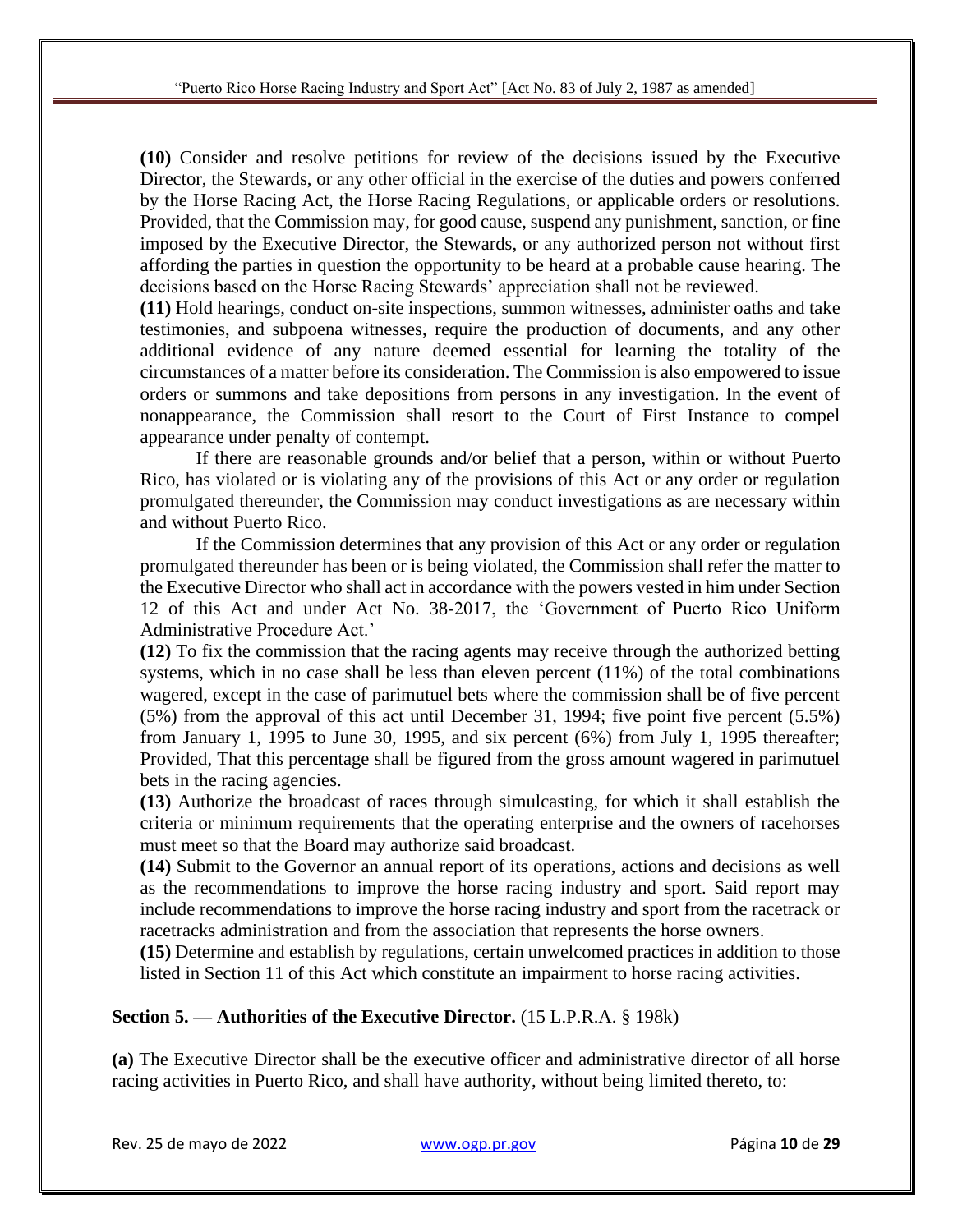**(10)** Consider and resolve petitions for review of the decisions issued by the Executive Director, the Stewards, or any other official in the exercise of the duties and powers conferred by the Horse Racing Act, the Horse Racing Regulations, or applicable orders or resolutions. Provided, that the Commission may, for good cause, suspend any punishment, sanction, or fine imposed by the Executive Director, the Stewards, or any authorized person not without first affording the parties in question the opportunity to be heard at a probable cause hearing. The decisions based on the Horse Racing Stewards' appreciation shall not be reviewed.

**(11)** Hold hearings, conduct on-site inspections, summon witnesses, administer oaths and take testimonies, and subpoena witnesses, require the production of documents, and any other additional evidence of any nature deemed essential for learning the totality of the circumstances of a matter before its consideration. The Commission is also empowered to issue orders or summons and take depositions from persons in any investigation. In the event of nonappearance, the Commission shall resort to the Court of First Instance to compel appearance under penalty of contempt.

If there are reasonable grounds and/or belief that a person, within or without Puerto Rico, has violated or is violating any of the provisions of this Act or any order or regulation promulgated thereunder, the Commission may conduct investigations as are necessary within and without Puerto Rico.

If the Commission determines that any provision of this Act or any order or regulation promulgated thereunder has been or is being violated, the Commission shall refer the matter to the Executive Director who shall act in accordance with the powers vested in him under Section 12 of this Act and under Act No. 38-2017, the 'Government of Puerto Rico Uniform Administrative Procedure Act.'

**(12)** To fix the commission that the racing agents may receive through the authorized betting systems, which in no case shall be less than eleven percent (11%) of the total combinations wagered, except in the case of parimutuel bets where the commission shall be of five percent (5%) from the approval of this act until December 31, 1994; five point five percent (5.5%) from January 1, 1995 to June 30, 1995, and six percent (6%) from July 1, 1995 thereafter; Provided, That this percentage shall be figured from the gross amount wagered in parimutuel bets in the racing agencies.

**(13)** Authorize the broadcast of races through simulcasting, for which it shall establish the criteria or minimum requirements that the operating enterprise and the owners of racehorses must meet so that the Board may authorize said broadcast.

**(14)** Submit to the Governor an annual report of its operations, actions and decisions as well as the recommendations to improve the horse racing industry and sport. Said report may include recommendations to improve the horse racing industry and sport from the racetrack or racetracks administration and from the association that represents the horse owners.

**(15)** Determine and establish by regulations, certain unwelcomed practices in addition to those listed in Section 11 of this Act which constitute an impairment to horse racing activities.

**Section 5. — Authorities of the Executive Director.** (15 L.P.R.A. § 198k)

**(a)** The Executive Director shall be the executive officer and administrative director of all horse racing activities in Puerto Rico, and shall have authority, without being limited thereto, to: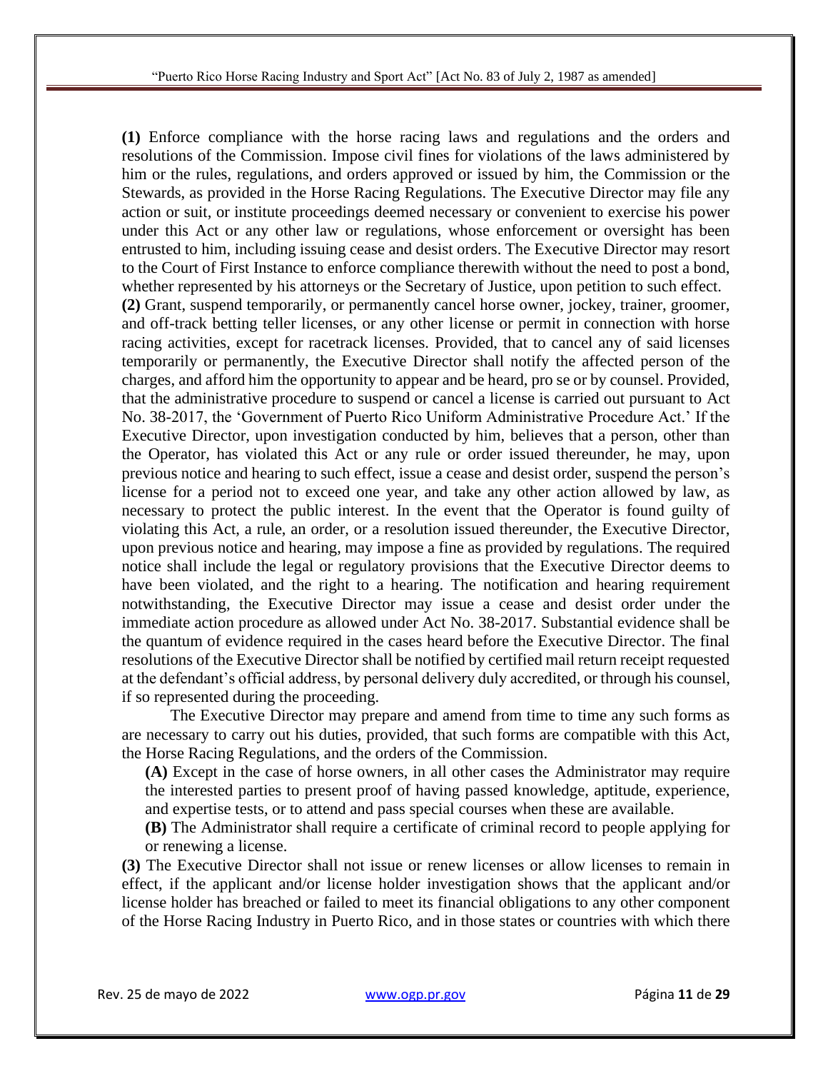**(1)** Enforce compliance with the horse racing laws and regulations and the orders and resolutions of the Commission. Impose civil fines for violations of the laws administered by him or the rules, regulations, and orders approved or issued by him, the Commission or the Stewards, as provided in the Horse Racing Regulations. The Executive Director may file any action or suit, or institute proceedings deemed necessary or convenient to exercise his power under this Act or any other law or regulations, whose enforcement or oversight has been entrusted to him, including issuing cease and desist orders. The Executive Director may resort to the Court of First Instance to enforce compliance therewith without the need to post a bond, whether represented by his attorneys or the Secretary of Justice, upon petition to such effect.

**(2)** Grant, suspend temporarily, or permanently cancel horse owner, jockey, trainer, groomer, and off-track betting teller licenses, or any other license or permit in connection with horse racing activities, except for racetrack licenses. Provided, that to cancel any of said licenses temporarily or permanently, the Executive Director shall notify the affected person of the charges, and afford him the opportunity to appear and be heard, pro se or by counsel. Provided, that the administrative procedure to suspend or cancel a license is carried out pursuant to Act No. 38-2017, the 'Government of Puerto Rico Uniform Administrative Procedure Act.' If the Executive Director, upon investigation conducted by him, believes that a person, other than the Operator, has violated this Act or any rule or order issued thereunder, he may, upon previous notice and hearing to such effect, issue a cease and desist order, suspend the person's license for a period not to exceed one year, and take any other action allowed by law, as necessary to protect the public interest. In the event that the Operator is found guilty of violating this Act, a rule, an order, or a resolution issued thereunder, the Executive Director, upon previous notice and hearing, may impose a fine as provided by regulations. The required notice shall include the legal or regulatory provisions that the Executive Director deems to have been violated, and the right to a hearing. The notification and hearing requirement notwithstanding, the Executive Director may issue a cease and desist order under the immediate action procedure as allowed under Act No. 38-2017. Substantial evidence shall be the quantum of evidence required in the cases heard before the Executive Director. The final resolutions of the Executive Director shall be notified by certified mail return receipt requested at the defendant's official address, by personal delivery duly accredited, or through his counsel, if so represented during the proceeding.

The Executive Director may prepare and amend from time to time any such forms as are necessary to carry out his duties, provided, that such forms are compatible with this Act, the Horse Racing Regulations, and the orders of the Commission.

**(A)** Except in the case of horse owners, in all other cases the Administrator may require the interested parties to present proof of having passed knowledge, aptitude, experience, and expertise tests, or to attend and pass special courses when these are available.

**(B)** The Administrator shall require a certificate of criminal record to people applying for or renewing a license.

**(3)** The Executive Director shall not issue or renew licenses or allow licenses to remain in effect, if the applicant and/or license holder investigation shows that the applicant and/or license holder has breached or failed to meet its financial obligations to any other component of the Horse Racing Industry in Puerto Rico, and in those states or countries with which there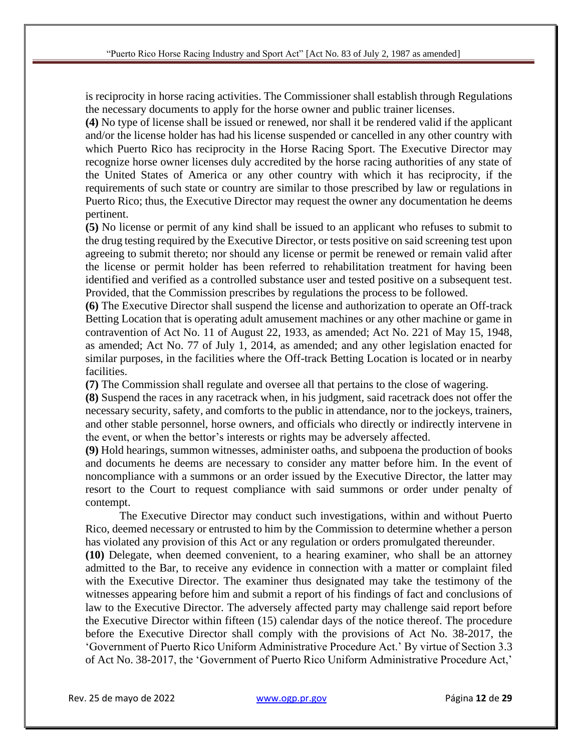is reciprocity in horse racing activities. The Commissioner shall establish through Regulations the necessary documents to apply for the horse owner and public trainer licenses.

**(4)** No type of license shall be issued or renewed, nor shall it be rendered valid if the applicant and/or the license holder has had his license suspended or cancelled in any other country with which Puerto Rico has reciprocity in the Horse Racing Sport. The Executive Director may recognize horse owner licenses duly accredited by the horse racing authorities of any state of the United States of America or any other country with which it has reciprocity, if the requirements of such state or country are similar to those prescribed by law or regulations in Puerto Rico; thus, the Executive Director may request the owner any documentation he deems pertinent.

**(5)** No license or permit of any kind shall be issued to an applicant who refuses to submit to the drug testing required by the Executive Director, or tests positive on said screening test upon agreeing to submit thereto; nor should any license or permit be renewed or remain valid after the license or permit holder has been referred to rehabilitation treatment for having been identified and verified as a controlled substance user and tested positive on a subsequent test. Provided, that the Commission prescribes by regulations the process to be followed.

**(6)** The Executive Director shall suspend the license and authorization to operate an Off-track Betting Location that is operating adult amusement machines or any other machine or game in contravention of Act No. 11 of August 22, 1933, as amended; Act No. 221 of May 15, 1948, as amended; Act No. 77 of July 1, 2014, as amended; and any other legislation enacted for similar purposes, in the facilities where the Off-track Betting Location is located or in nearby facilities.

**(7)** The Commission shall regulate and oversee all that pertains to the close of wagering.

**(8)** Suspend the races in any racetrack when, in his judgment, said racetrack does not offer the necessary security, safety, and comforts to the public in attendance, nor to the jockeys, trainers, and other stable personnel, horse owners, and officials who directly or indirectly intervene in the event, or when the bettor's interests or rights may be adversely affected.

**(9)** Hold hearings, summon witnesses, administer oaths, and subpoena the production of books and documents he deems are necessary to consider any matter before him. In the event of noncompliance with a summons or an order issued by the Executive Director, the latter may resort to the Court to request compliance with said summons or order under penalty of contempt.

The Executive Director may conduct such investigations, within and without Puerto Rico, deemed necessary or entrusted to him by the Commission to determine whether a person has violated any provision of this Act or any regulation or orders promulgated thereunder.

**(10)** Delegate, when deemed convenient, to a hearing examiner, who shall be an attorney admitted to the Bar, to receive any evidence in connection with a matter or complaint filed with the Executive Director. The examiner thus designated may take the testimony of the witnesses appearing before him and submit a report of his findings of fact and conclusions of law to the Executive Director. The adversely affected party may challenge said report before the Executive Director within fifteen (15) calendar days of the notice thereof. The procedure before the Executive Director shall comply with the provisions of Act No. 38-2017, the 'Government of Puerto Rico Uniform Administrative Procedure Act.' By virtue of Section 3.3 of Act No. 38-2017, the 'Government of Puerto Rico Uniform Administrative Procedure Act,'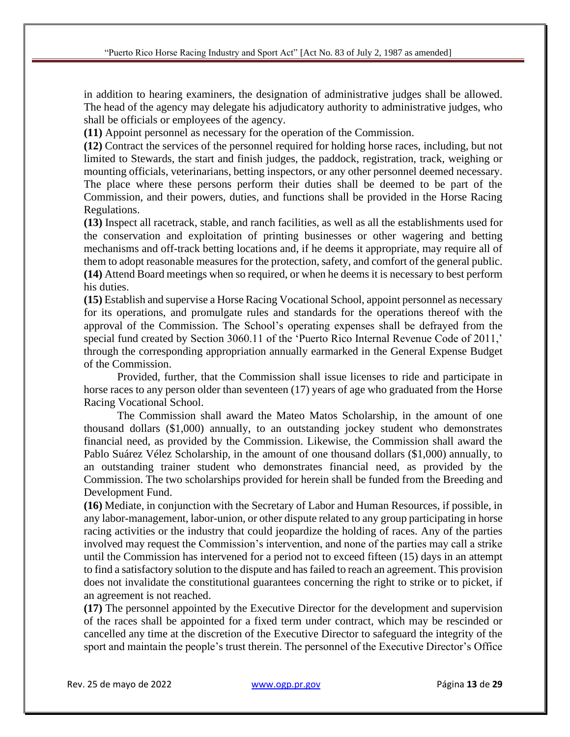in addition to hearing examiners, the designation of administrative judges shall be allowed. The head of the agency may delegate his adjudicatory authority to administrative judges, who shall be officials or employees of the agency.

**(11)** Appoint personnel as necessary for the operation of the Commission.

**(12)** Contract the services of the personnel required for holding horse races, including, but not limited to Stewards, the start and finish judges, the paddock, registration, track, weighing or mounting officials, veterinarians, betting inspectors, or any other personnel deemed necessary. The place where these persons perform their duties shall be deemed to be part of the Commission, and their powers, duties, and functions shall be provided in the Horse Racing Regulations.

**(13)** Inspect all racetrack, stable, and ranch facilities, as well as all the establishments used for the conservation and exploitation of printing businesses or other wagering and betting mechanisms and off-track betting locations and, if he deems it appropriate, may require all of them to adopt reasonable measures for the protection, safety, and comfort of the general public.

**(14)** Attend Board meetings when so required, or when he deems it is necessary to best perform his duties.

**(15)** Establish and supervise a Horse Racing Vocational School, appoint personnel as necessary for its operations, and promulgate rules and standards for the operations thereof with the approval of the Commission. The School's operating expenses shall be defrayed from the special fund created by Section 3060.11 of the 'Puerto Rico Internal Revenue Code of 2011,' through the corresponding appropriation annually earmarked in the General Expense Budget of the Commission.

Provided, further, that the Commission shall issue licenses to ride and participate in horse races to any person older than seventeen (17) years of age who graduated from the Horse Racing Vocational School.

The Commission shall award the Mateo Matos Scholarship, in the amount of one thousand dollars ($1,000) annually, to an outstanding jockey student who demonstrates financial need, as provided by the Commission. Likewise, the Commission shall award the Pablo Suárez Vélez Scholarship, in the amount of one thousand dollars ($1,000) annually, to an outstanding trainer student who demonstrates financial need, as provided by the Commission. The two scholarships provided for herein shall be funded from the Breeding and Development Fund.

**(16)** Mediate, in conjunction with the Secretary of Labor and Human Resources, if possible, in any labor-management, labor-union, or other dispute related to any group participating in horse racing activities or the industry that could jeopardize the holding of races. Any of the parties involved may request the Commission's intervention, and none of the parties may call a strike until the Commission has intervened for a period not to exceed fifteen (15) days in an attempt to find a satisfactory solution to the dispute and has failed to reach an agreement. This provision does not invalidate the constitutional guarantees concerning the right to strike or to picket, if an agreement is not reached.

**(17)** The personnel appointed by the Executive Director for the development and supervision of the races shall be appointed for a fixed term under contract, which may be rescinded or cancelled any time at the discretion of the Executive Director to safeguard the integrity of the sport and maintain the people's trust therein. The personnel of the Executive Director's Office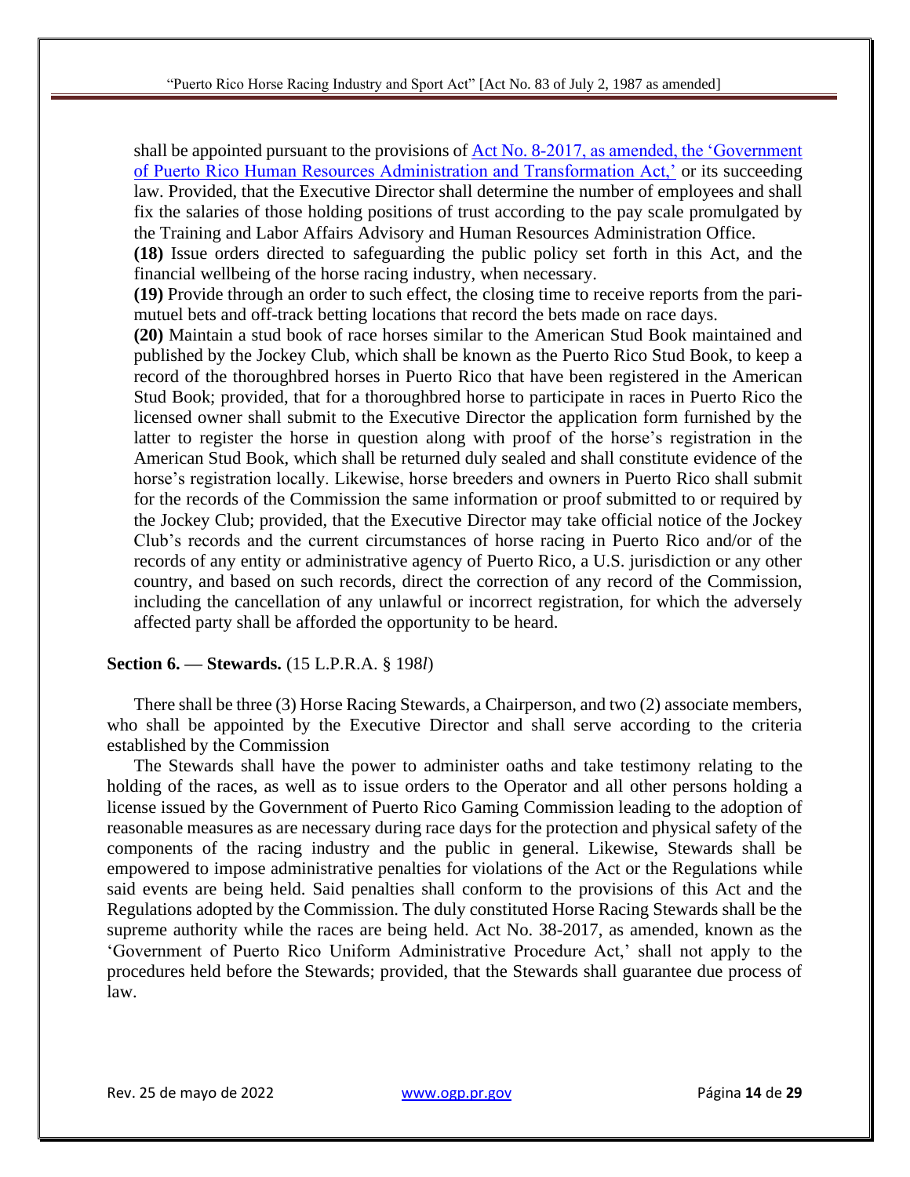shall be appointed pursuant to the provisions of [Act No. 8-2017, as amended, the 'Government of Puerto Rico Human Resources Administration and Transformation Act,'](#) or its succeeding law. Provided, that the Executive Director shall determine the number of employees and shall fix the salaries of those holding positions of trust according to the pay scale promulgated by the Training and Labor Affairs Advisory and Human Resources Administration Office.

**(18)** Issue orders directed to safeguarding the public policy set forth in this Act, and the financial wellbeing of the horse racing industry, when necessary.

**(19)** Provide through an order to such effect, the closing time to receive reports from the pari-mutuel bets and off-track betting locations that record the bets made on race days.

**(20)** Maintain a stud book of race horses similar to the American Stud Book maintained and published by the Jockey Club, which shall be known as the Puerto Rico Stud Book, to keep a record of the thoroughbred horses in Puerto Rico that have been registered in the American Stud Book; provided, that for a thoroughbred horse to participate in races in Puerto Rico the licensed owner shall submit to the Executive Director the application form furnished by the latter to register the horse in question along with proof of the horse's registration in the American Stud Book, which shall be returned duly sealed and shall constitute evidence of the horse's registration locally. Likewise, horse breeders and owners in Puerto Rico shall submit for the records of the Commission the same information or proof submitted to or required by the Jockey Club; provided, that the Executive Director may take official notice of the Jockey Club's records and the current circumstances of horse racing in Puerto Rico and/or of the records of any entity or administrative agency of Puerto Rico, a U.S. jurisdiction or any other country, and based on such records, direct the correction of any record of the Commission, including the cancellation of any unlawful or incorrect registration, for which the adversely affected party shall be afforded the opportunity to be heard.

**Section 6. — Stewards.** (15 L.P.R.A. § 198*l*)

There shall be three (3) Horse Racing Stewards, a Chairperson, and two (2) associate members, who shall be appointed by the Executive Director and shall serve according to the criteria established by the Commission

The Stewards shall have the power to administer oaths and take testimony relating to the holding of the races, as well as to issue orders to the Operator and all other persons holding a license issued by the Government of Puerto Rico Gaming Commission leading to the adoption of reasonable measures as are necessary during race days for the protection and physical safety of the components of the racing industry and the public in general. Likewise, Stewards shall be empowered to impose administrative penalties for violations of the Act or the Regulations while said events are being held. Said penalties shall conform to the provisions of this Act and the Regulations adopted by the Commission. The duly constituted Horse Racing Stewards shall be the supreme authority while the races are being held. Act No. 38-2017, as amended, known as the 'Government of Puerto Rico Uniform Administrative Procedure Act,' shall not apply to the procedures held before the Stewards; provided, that the Stewards shall guarantee due process of law.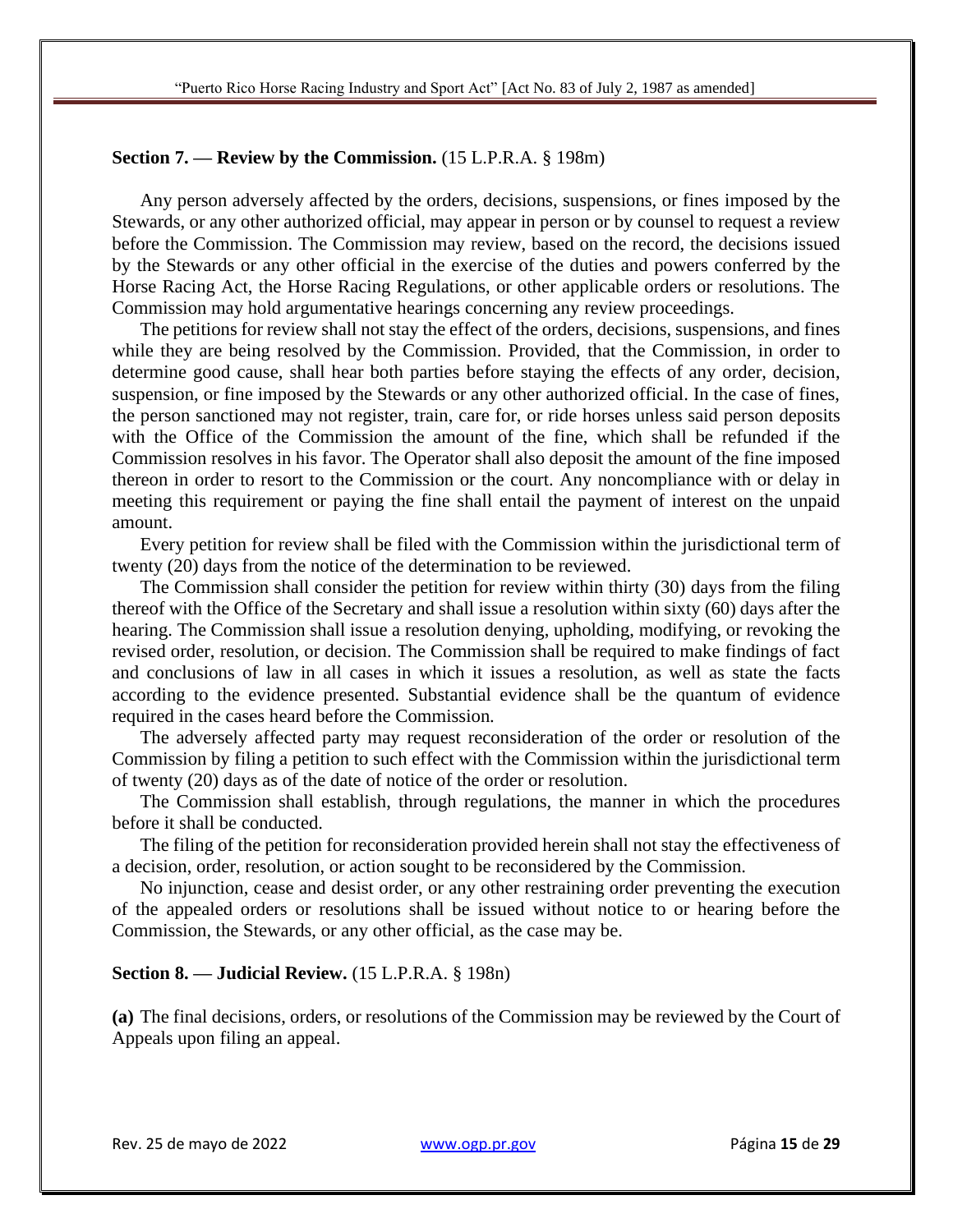**Section 7. — Review by the Commission.** (15 L.P.R.A. § 198m)

Any person adversely affected by the orders, decisions, suspensions, or fines imposed by the Stewards, or any other authorized official, may appear in person or by counsel to request a review before the Commission. The Commission may review, based on the record, the decisions issued by the Stewards or any other official in the exercise of the duties and powers conferred by the Horse Racing Act, the Horse Racing Regulations, or other applicable orders or resolutions. The Commission may hold argumentative hearings concerning any review proceedings.

The petitions for review shall not stay the effect of the orders, decisions, suspensions, and fines while they are being resolved by the Commission. Provided, that the Commission, in order to determine good cause, shall hear both parties before staying the effects of any order, decision, suspension, or fine imposed by the Stewards or any other authorized official. In the case of fines, the person sanctioned may not register, train, care for, or ride horses unless said person deposits with the Office of the Commission the amount of the fine, which shall be refunded if the Commission resolves in his favor. The Operator shall also deposit the amount of the fine imposed thereon in order to resort to the Commission or the court. Any noncompliance with or delay in meeting this requirement or paying the fine shall entail the payment of interest on the unpaid amount.

Every petition for review shall be filed with the Commission within the jurisdictional term of twenty (20) days from the notice of the determination to be reviewed.

The Commission shall consider the petition for review within thirty (30) days from the filing thereof with the Office of the Secretary and shall issue a resolution within sixty (60) days after the hearing. The Commission shall issue a resolution denying, upholding, modifying, or revoking the revised order, resolution, or decision. The Commission shall be required to make findings of fact and conclusions of law in all cases in which it issues a resolution, as well as state the facts according to the evidence presented. Substantial evidence shall be the quantum of evidence required in the cases heard before the Commission.

The adversely affected party may request reconsideration of the order or resolution of the Commission by filing a petition to such effect with the Commission within the jurisdictional term of twenty (20) days as of the date of notice of the order or resolution.

The Commission shall establish, through regulations, the manner in which the procedures before it shall be conducted.

The filing of the petition for reconsideration provided herein shall not stay the effectiveness of a decision, order, resolution, or action sought to be reconsidered by the Commission.

No injunction, cease and desist order, or any other restraining order preventing the execution of the appealed orders or resolutions shall be issued without notice to or hearing before the Commission, the Stewards, or any other official, as the case may be.

**Section 8. — Judicial Review.** (15 L.P.R.A. § 198n)

**(a)** The final decisions, orders, or resolutions of the Commission may be reviewed by the Court of Appeals upon filing an appeal.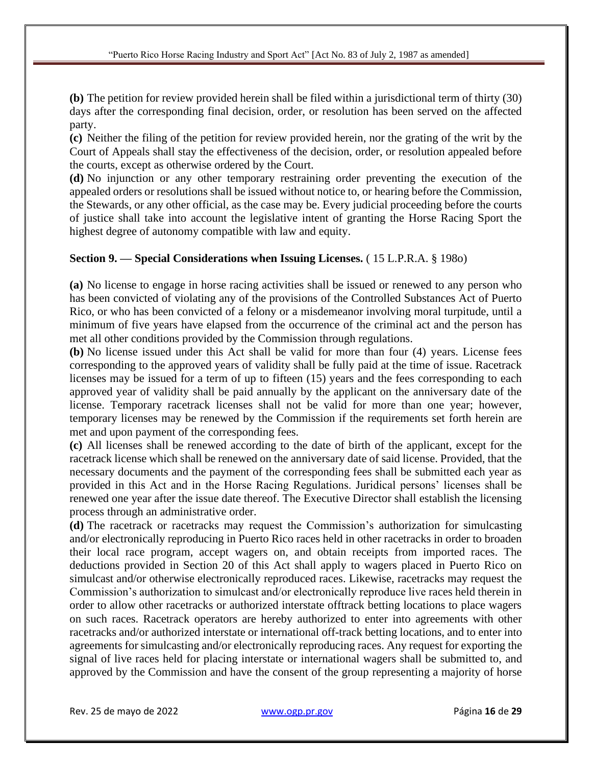**(b)** The petition for review provided herein shall be filed within a jurisdictional term of thirty (30) days after the corresponding final decision, order, or resolution has been served on the affected party.

**(c)** Neither the filing of the petition for review provided herein, nor the grating of the writ by the Court of Appeals shall stay the effectiveness of the decision, order, or resolution appealed before the courts, except as otherwise ordered by the Court.

**(d)** No injunction or any other temporary restraining order preventing the execution of the appealed orders or resolutions shall be issued without notice to, or hearing before the Commission, the Stewards, or any other official, as the case may be. Every judicial proceeding before the courts of justice shall take into account the legislative intent of granting the Horse Racing Sport the highest degree of autonomy compatible with law and equity.

**Section 9. — Special Considerations when Issuing Licenses.** ( 15 L.P.R.A. § 198o)

**(a)** No license to engage in horse racing activities shall be issued or renewed to any person who has been convicted of violating any of the provisions of the Controlled Substances Act of Puerto Rico, or who has been convicted of a felony or a misdemeanor involving moral turpitude, until a minimum of five years have elapsed from the occurrence of the criminal act and the person has met all other conditions provided by the Commission through regulations.

**(b)** No license issued under this Act shall be valid for more than four (4) years. License fees corresponding to the approved years of validity shall be fully paid at the time of issue. Racetrack licenses may be issued for a term of up to fifteen (15) years and the fees corresponding to each approved year of validity shall be paid annually by the applicant on the anniversary date of the license. Temporary racetrack licenses shall not be valid for more than one year; however, temporary licenses may be renewed by the Commission if the requirements set forth herein are met and upon payment of the corresponding fees.

**(c)** All licenses shall be renewed according to the date of birth of the applicant, except for the racetrack license which shall be renewed on the anniversary date of said license. Provided, that the necessary documents and the payment of the corresponding fees shall be submitted each year as provided in this Act and in the Horse Racing Regulations. Juridical persons' licenses shall be renewed one year after the issue date thereof. The Executive Director shall establish the licensing process through an administrative order.

**(d)** The racetrack or racetracks may request the Commission's authorization for simulcasting and/or electronically reproducing in Puerto Rico races held in other racetracks in order to broaden their local race program, accept wagers on, and obtain receipts from imported races. The deductions provided in Section 20 of this Act shall apply to wagers placed in Puerto Rico on simulcast and/or otherwise electronically reproduced races. Likewise, racetracks may request the Commission's authorization to simulcast and/or electronically reproduce live races held therein in order to allow other racetracks or authorized interstate offtrack betting locations to place wagers on such races. Racetrack operators are hereby authorized to enter into agreements with other racetracks and/or authorized interstate or international off-track betting locations, and to enter into agreements for simulcasting and/or electronically reproducing races. Any request for exporting the signal of live races held for placing interstate or international wagers shall be submitted to, and approved by the Commission and have the consent of the group representing a majority of horse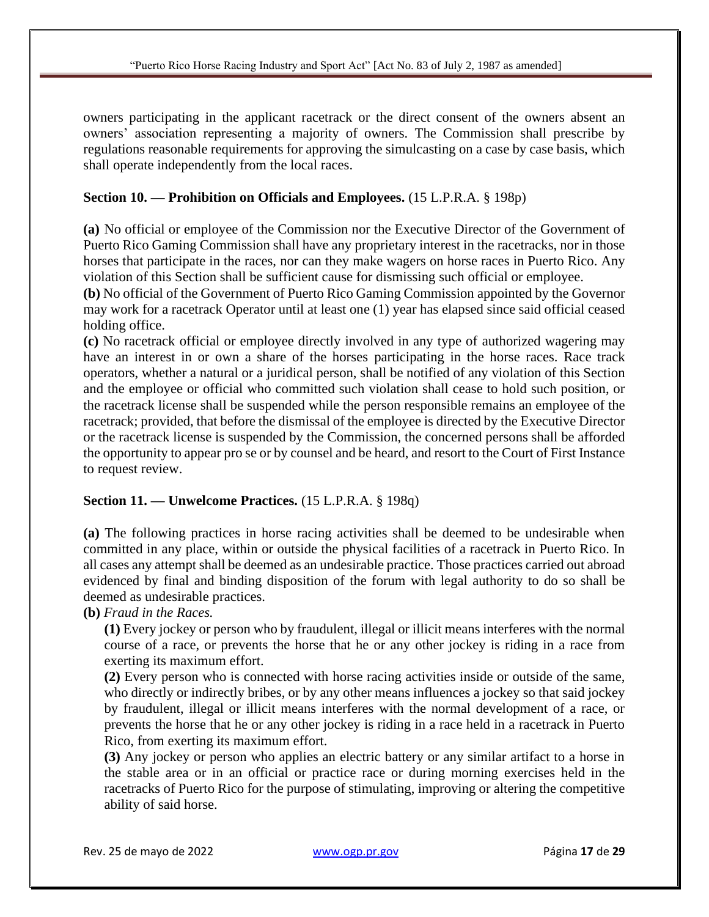owners participating in the applicant racetrack or the direct consent of the owners absent an owners' association representing a majority of owners. The Commission shall prescribe by regulations reasonable requirements for approving the simulcasting on a case by case basis, which shall operate independently from the local races.

**Section 10. — Prohibition on Officials and Employees.** (15 L.P.R.A. § 198p)

**(a)** No official or employee of the Commission nor the Executive Director of the Government of Puerto Rico Gaming Commission shall have any proprietary interest in the racetracks, nor in those horses that participate in the races, nor can they make wagers on horse races in Puerto Rico. Any violation of this Section shall be sufficient cause for dismissing such official or employee.

**(b)** No official of the Government of Puerto Rico Gaming Commission appointed by the Governor may work for a racetrack Operator until at least one (1) year has elapsed since said official ceased holding office.

**(c)** No racetrack official or employee directly involved in any type of authorized wagering may have an interest in or own a share of the horses participating in the horse races. Race track operators, whether a natural or a juridical person, shall be notified of any violation of this Section and the employee or official who committed such violation shall cease to hold such position, or the racetrack license shall be suspended while the person responsible remains an employee of the racetrack; provided, that before the dismissal of the employee is directed by the Executive Director or the racetrack license is suspended by the Commission, the concerned persons shall be afforded the opportunity to appear pro se or by counsel and be heard, and resort to the Court of First Instance to request review.

**Section 11. — Unwelcome Practices.** (15 L.P.R.A. § 198q)

**(a)** The following practices in horse racing activities shall be deemed to be undesirable when committed in any place, within or outside the physical facilities of a racetrack in Puerto Rico. In all cases any attempt shall be deemed as an undesirable practice. Those practices carried out abroad evidenced by final and binding disposition of the forum with legal authority to do so shall be deemed as undesirable practices.

**(b)** *Fraud in the Races.*

**(1)** Every jockey or person who by fraudulent, illegal or illicit means interferes with the normal course of a race, or prevents the horse that he or any other jockey is riding in a race from exerting its maximum effort.

**(2)** Every person who is connected with horse racing activities inside or outside of the same, who directly or indirectly bribes, or by any other means influences a jockey so that said jockey by fraudulent, illegal or illicit means interferes with the normal development of a race, or prevents the horse that he or any other jockey is riding in a race held in a racetrack in Puerto Rico, from exerting its maximum effort.

**(3)** Any jockey or person who applies an electric battery or any similar artifact to a horse in the stable area or in an official or practice race or during morning exercises held in the racetracks of Puerto Rico for the purpose of stimulating, improving or altering the competitive ability of said horse.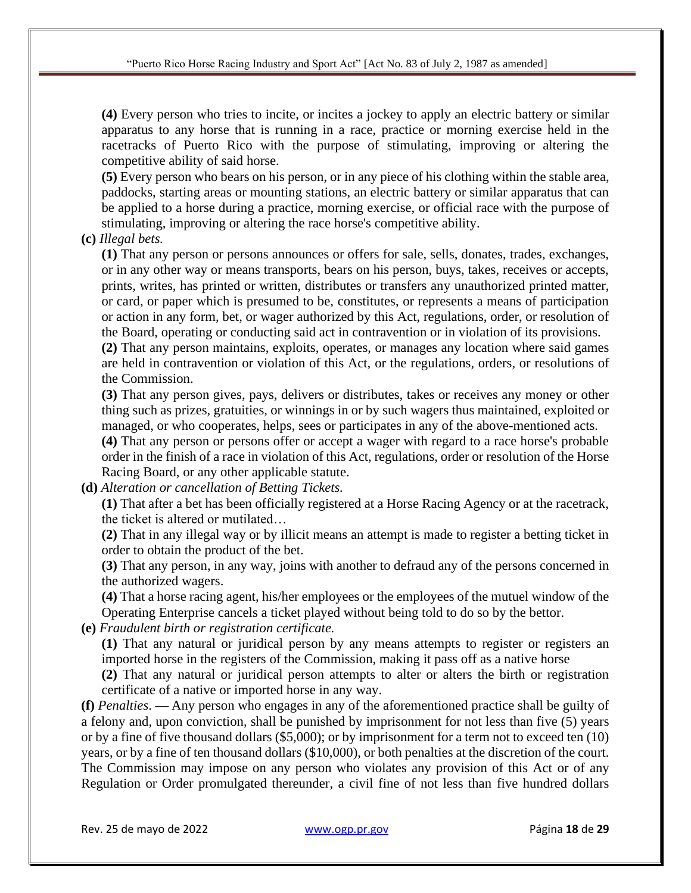**(4)** Every person who tries to incite, or incites a jockey to apply an electric battery or similar apparatus to any horse that is running in a race, practice or morning exercise held in the racetracks of Puerto Rico with the purpose of stimulating, improving or altering the competitive ability of said horse.

**(5)** Every person who bears on his person, or in any piece of his clothing within the stable area, paddocks, starting areas or mounting stations, an electric battery or similar apparatus that can be applied to a horse during a practice, morning exercise, or official race with the purpose of stimulating, improving or altering the race horse's competitive ability.

**(c)** *Illegal bets.*

**(1)** That any person or persons announces or offers for sale, sells, donates, trades, exchanges, or in any other way or means transports, bears on his person, buys, takes, receives or accepts, prints, writes, has printed or written, distributes or transfers any unauthorized printed matter, or card, or paper which is presumed to be, constitutes, or represents a means of participation or action in any form, bet, or wager authorized by this Act, regulations, order, or resolution of the Board, operating or conducting said act in contravention or in violation of its provisions.

**(2)** That any person maintains, exploits, operates, or manages any location where said games are held in contravention or violation of this Act, or the regulations, orders, or resolutions of the Commission.

**(3)** That any person gives, pays, delivers or distributes, takes or receives any money or other thing such as prizes, gratuities, or winnings in or by such wagers thus maintained, exploited or managed, or who cooperates, helps, sees or participates in any of the above-mentioned acts.

**(4)** That any person or persons offer or accept a wager with regard to a race horse's probable order in the finish of a race in violation of this Act, regulations, order or resolution of the Horse Racing Board, or any other applicable statute.

**(d)** *Alteration or cancellation of Betting Tickets.*

**(1)** That after a bet has been officially registered at a Horse Racing Agency or at the racetrack, the ticket is altered or mutilated…

**(2)** That in any illegal way or by illicit means an attempt is made to register a betting ticket in order to obtain the product of the bet.

**(3)** That any person, in any way, joins with another to defraud any of the persons concerned in the authorized wagers.

**(4)** That a horse racing agent, his/her employees or the employees of the mutuel window of the Operating Enterprise cancels a ticket played without being told to do so by the bettor.

**(e)** *Fraudulent birth or registration certificate.*

**(1)** That any natural or juridical person by any means attempts to register or registers an imported horse in the registers of the Commission, making it pass off as a native horse

**(2)** That any natural or juridical person attempts to alter or alters the birth or registration certificate of a native or imported horse in any way.

**(f)** *Penalties*. — Any person who engages in any of the aforementioned practice shall be guilty of a felony and, upon conviction, shall be punished by imprisonment for not less than five (5) years or by a fine of five thousand dollars ($5,000); or by imprisonment for a term not to exceed ten (10) years, or by a fine of ten thousand dollars ($10,000), or both penalties at the discretion of the court. The Commission may impose on any person who violates any provision of this Act or of any Regulation or Order promulgated thereunder, a civil fine of not less than five hundred dollars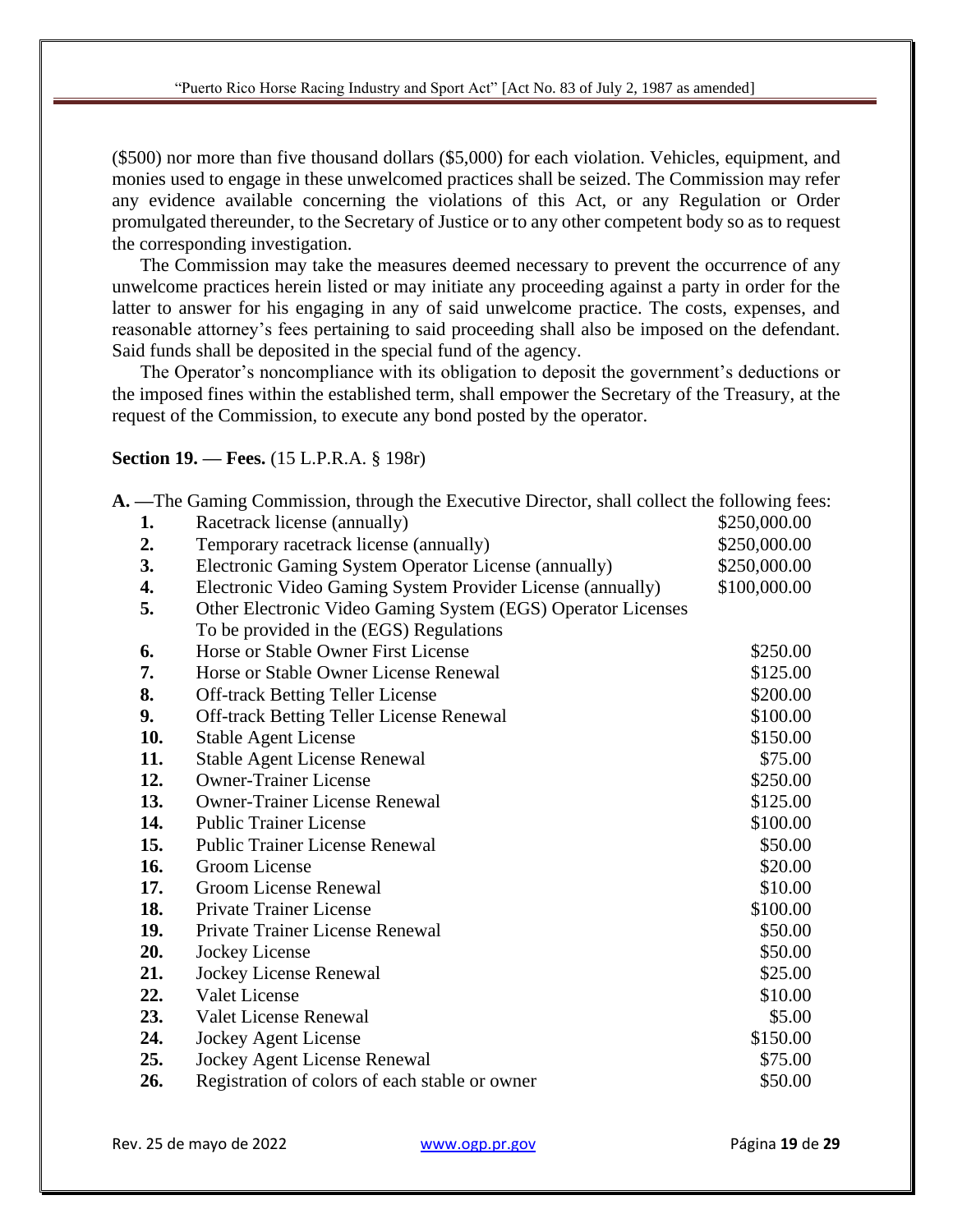($500) nor more than five thousand dollars ($5,000) for each violation. Vehicles, equipment, and monies used to engage in these unwelcomed practices shall be seized. The Commission may refer any evidence available concerning the violations of this Act, or any Regulation or Order promulgated thereunder, to the Secretary of Justice or to any other competent body so as to request the corresponding investigation.

The Commission may take the measures deemed necessary to prevent the occurrence of any unwelcome practices herein listed or may initiate any proceeding against a party in order for the latter to answer for his engaging in any of said unwelcome practice. The costs, expenses, and reasonable attorney's fees pertaining to said proceeding shall also be imposed on the defendant. Said funds shall be deposited in the special fund of the agency.

The Operator's noncompliance with its obligation to deposit the government's deductions or the imposed fines within the established term, shall empower the Secretary of the Treasury, at the request of the Commission, to execute any bond posted by the operator.

**Section 19. — Fees.** (15 L.P.R.A. § 198r)

**A.** —The Gaming Commission, through the Executive Director, shall collect the following fees:

| | | |
|---|---|---|
| **1.** | Racetrack license (annually) | $250,000.00 |
| **2.** | Temporary racetrack license (annually) | $250,000.00 |
| **3.** | Electronic Gaming System Operator License (annually) | $250,000.00 |
| **4.** | Electronic Video Gaming System Provider License (annually) | $100,000.00 |
| **5.** | Other Electronic Video Gaming System (EGS) Operator Licenses To be provided in the (EGS) Regulations | |
| **6.** | Horse or Stable Owner First License | $250.00 |
| **7.** | Horse or Stable Owner License Renewal | $125.00 |
| **8.** | Off-track Betting Teller License | $200.00 |
| **9.** | Off-track Betting Teller License Renewal | $100.00 |
| **10.** | Stable Agent License | $150.00 |
| **11.** | Stable Agent License Renewal | $75.00 |
| **12.** | Owner-Trainer License | $250.00 |
| **13.** | Owner-Trainer License Renewal | $125.00 |
| **14.** | Public Trainer License | $100.00 |
| **15.** | Public Trainer License Renewal | $50.00 |
| **16.** | Groom License | $20.00 |
| **17.** | Groom License Renewal | $10.00 |
| **18.** | Private Trainer License | $100.00 |
| **19.** | Private Trainer License Renewal | $50.00 |
| **20.** | Jockey License | $50.00 |
| **21.** | Jockey License Renewal | $25.00 |
| **22.** | Valet License | $10.00 |
| **23.** | Valet License Renewal | $5.00 |
| **24.** | Jockey Agent License | $150.00 |
| **25.** | Jockey Agent License Renewal | $75.00 |
| **26.** | Registration of colors of each stable or owner | $50.00 |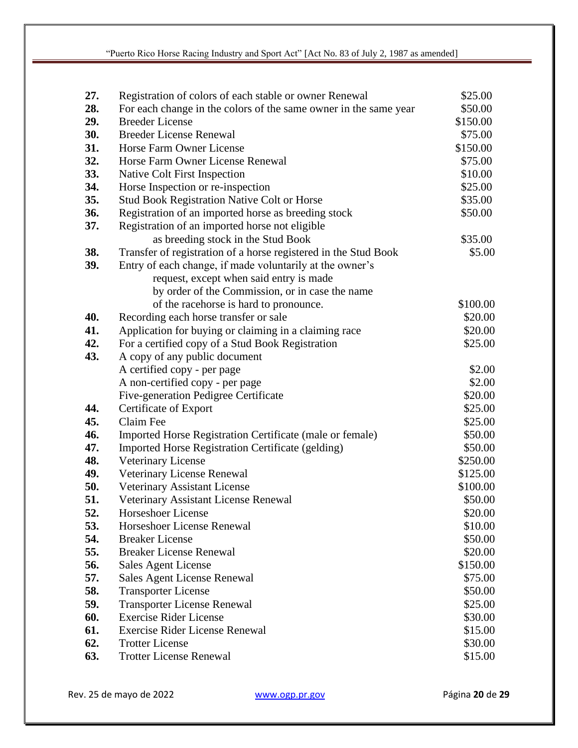| | | |
|---|---|---|
| **27.** | Registration of colors of each stable or owner Renewal | $25.00 |
| **28.** | For each change in the colors of the same owner in the same year | $50.00 |
| **29.** | Breeder License | $150.00 |
| **30.** | Breeder License Renewal | $75.00 |
| **31.** | Horse Farm Owner License | $150.00 |
| **32.** | Horse Farm Owner License Renewal | $75.00 |
| **33.** | Native Colt First Inspection | $10.00 |
| **34.** | Horse Inspection or re-inspection | $25.00 |
| **35.** | Stud Book Registration Native Colt or Horse | $35.00 |
| **36.** | Registration of an imported horse as breeding stock | $50.00 |
| **37.** | Registration of an imported horse not eligible as breeding stock in the Stud Book | $35.00 |
| **38.** | Transfer of registration of a horse registered in the Stud Book | $5.00 |
| **39.** | Entry of each change, if made voluntarily at the owner's request, except when said entry is made by order of the Commission, or in case the name of the racehorse is hard to pronounce. | $100.00 |
| **40.** | Recording each horse transfer or sale | $20.00 |
| **41.** | Application for buying or claiming in a claiming race | $20.00 |
| **42.** | For a certified copy of a Stud Book Registration | $25.00 |
| **43.** | A copy of any public document | |
| | A certified copy - per page | $2.00 |
| | A non-certified copy - per page | $2.00 |
| | Five-generation Pedigree Certificate | $20.00 |
| **44.** | Certificate of Export | $25.00 |
| **45.** | Claim Fee | $25.00 |
| **46.** | Imported Horse Registration Certificate (male or female) | $50.00 |
| **47.** | Imported Horse Registration Certificate (gelding) | $50.00 |
| **48.** | Veterinary License | $250.00 |
| **49.** | Veterinary License Renewal | $125.00 |
| **50.** | Veterinary Assistant License | $100.00 |
| **51.** | Veterinary Assistant License Renewal | $50.00 |
| **52.** | Horseshoer License | $20.00 |
| **53.** | Horseshoer License Renewal | $10.00 |
| **54.** | Breaker License | $50.00 |
| **55.** | Breaker License Renewal | $20.00 |
| **56.** | Sales Agent License | $150.00 |
| **57.** | Sales Agent License Renewal | $75.00 |
| **58.** | Transporter License | $50.00 |
| **59.** | Transporter License Renewal | $25.00 |
| **60.** | Exercise Rider License | $30.00 |
| **61.** | Exercise Rider License Renewal | $15.00 |
| **62.** | Trotter License | $30.00 |
| **63.** | Trotter License Renewal | $15.00 |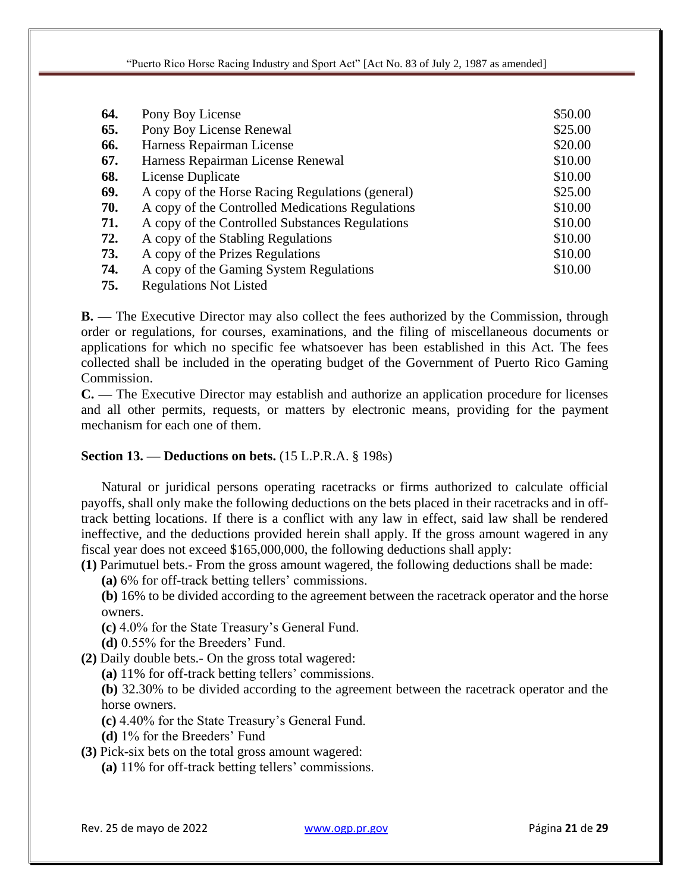| | | |
|---|---|---|
| **64.** | Pony Boy License | $50.00 |
| **65.** | Pony Boy License Renewal | $25.00 |
| **66.** | Harness Repairman License | $20.00 |
| **67.** | Harness Repairman License Renewal | $10.00 |
| **68.** | License Duplicate | $10.00 |
| **69.** | A copy of the Horse Racing Regulations (general) | $25.00 |
| **70.** | A copy of the Controlled Medications Regulations | $10.00 |
| **71.** | A copy of the Controlled Substances Regulations | $10.00 |
| **72.** | A copy of the Stabling Regulations | $10.00 |
| **73.** | A copy of the Prizes Regulations | $10.00 |
| **74.** | A copy of the Gaming System Regulations | $10.00 |
| **75.** | Regulations Not Listed | |

**B. —** The Executive Director may also collect the fees authorized by the Commission, through order or regulations, for courses, examinations, and the filing of miscellaneous documents or applications for which no specific fee whatsoever has been established in this Act. The fees collected shall be included in the operating budget of the Government of Puerto Rico Gaming Commission.

**C. —** The Executive Director may establish and authorize an application procedure for licenses and all other permits, requests, or matters by electronic means, providing for the payment mechanism for each one of them.

**Section 13. — Deductions on bets.** (15 L.P.R.A. § 198s)

Natural or juridical persons operating racetracks or firms authorized to calculate official payoffs, shall only make the following deductions on the bets placed in their racetracks and in off-track betting locations. If there is a conflict with any law in effect, said law shall be rendered ineffective, and the deductions provided herein shall apply. If the gross amount wagered in any fiscal year does not exceed $165,000,000, the following deductions shall apply:

**(1)** Parimutuel bets.- From the gross amount wagered, the following deductions shall be made:

**(a)** 6% for off-track betting tellers' commissions.

**(b)** 16% to be divided according to the agreement between the racetrack operator and the horse owners.

**(c)** 4.0% for the State Treasury's General Fund.

**(d)** 0.55% for the Breeders' Fund.

**(2)** Daily double bets.- On the gross total wagered:

**(a)** 11% for off-track betting tellers' commissions.

**(b)** 32.30% to be divided according to the agreement between the racetrack operator and the horse owners.

**(c)** 4.40% for the State Treasury's General Fund.

**(d)** 1% for the Breeders' Fund

**(3)** Pick-six bets on the total gross amount wagered:

**(a)** 11% for off-track betting tellers' commissions.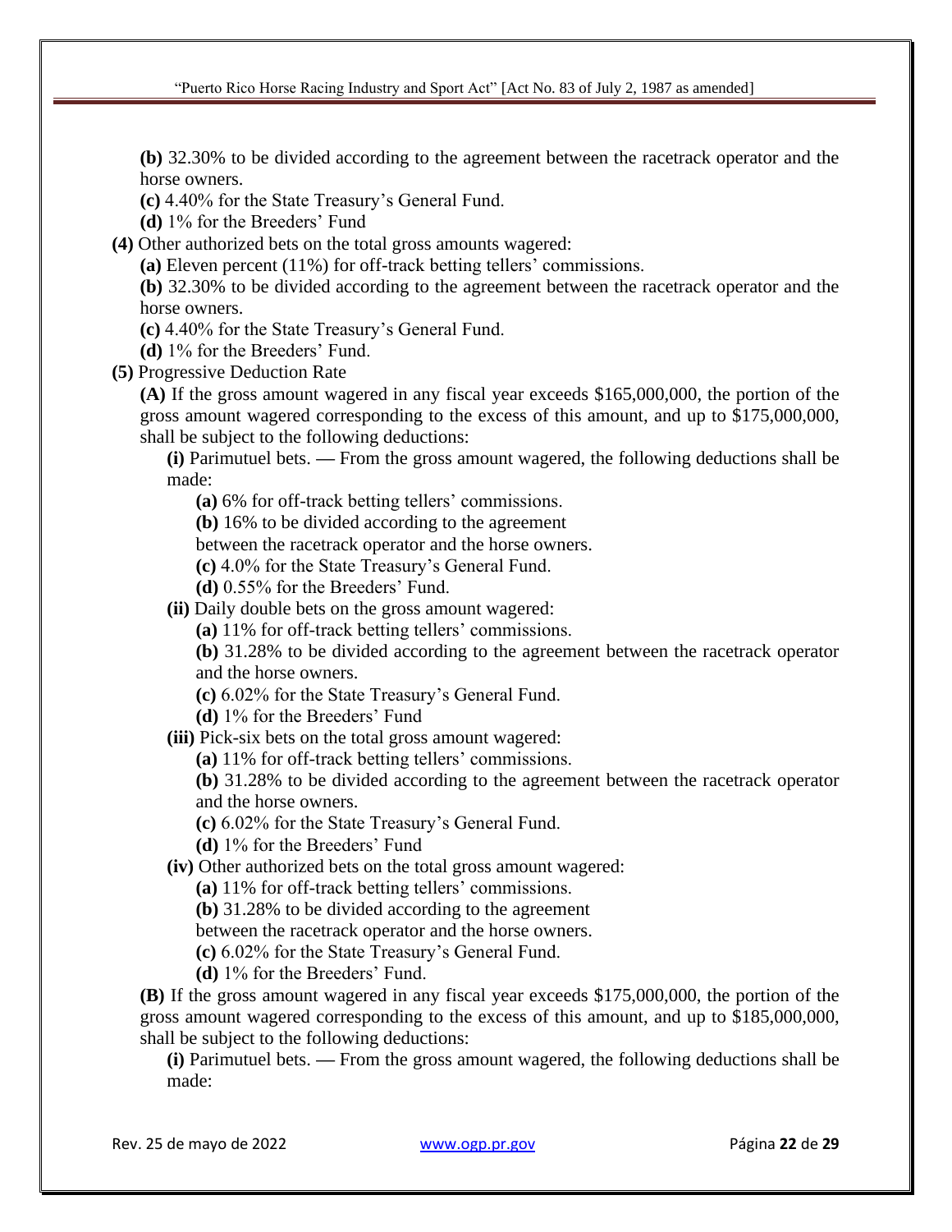**(b)** 32.30% to be divided according to the agreement between the racetrack operator and the horse owners.

**(c)** 4.40% for the State Treasury's General Fund.

**(d)** 1% for the Breeders' Fund

**(4)** Other authorized bets on the total gross amounts wagered:

**(a)** Eleven percent (11%) for off-track betting tellers' commissions.

**(b)** 32.30% to be divided according to the agreement between the racetrack operator and the horse owners.

**(c)** 4.40% for the State Treasury's General Fund.

**(d)** 1% for the Breeders' Fund.

**(5)** Progressive Deduction Rate

**(A)** If the gross amount wagered in any fiscal year exceeds $165,000,000, the portion of the gross amount wagered corresponding to the excess of this amount, and up to $175,000,000, shall be subject to the following deductions:

**(i)** Parimutuel bets. — From the gross amount wagered, the following deductions shall be made:

**(a)** 6% for off-track betting tellers' commissions.

**(b)** 16% to be divided according to the agreement between the racetrack operator and the horse owners.

**(c)** 4.0% for the State Treasury's General Fund.

**(d)** 0.55% for the Breeders' Fund.

**(ii)** Daily double bets on the gross amount wagered:

**(a)** 11% for off-track betting tellers' commissions.

**(b)** 31.28% to be divided according to the agreement between the racetrack operator and the horse owners.

**(c)** 6.02% for the State Treasury's General Fund.

**(d)** 1% for the Breeders' Fund

**(iii)** Pick-six bets on the total gross amount wagered:

**(a)** 11% for off-track betting tellers' commissions.

**(b)** 31.28% to be divided according to the agreement between the racetrack operator and the horse owners.

**(c)** 6.02% for the State Treasury's General Fund.

**(d)** 1% for the Breeders' Fund

**(iv)** Other authorized bets on the total gross amount wagered:

**(a)** 11% for off-track betting tellers' commissions.

**(b)** 31.28% to be divided according to the agreement between the racetrack operator and the horse owners.

**(c)** 6.02% for the State Treasury's General Fund.

**(d)** 1% for the Breeders' Fund.

**(B)** If the gross amount wagered in any fiscal year exceeds $175,000,000, the portion of the gross amount wagered corresponding to the excess of this amount, and up to $185,000,000, shall be subject to the following deductions:

**(i)** Parimutuel bets. — From the gross amount wagered, the following deductions shall be made: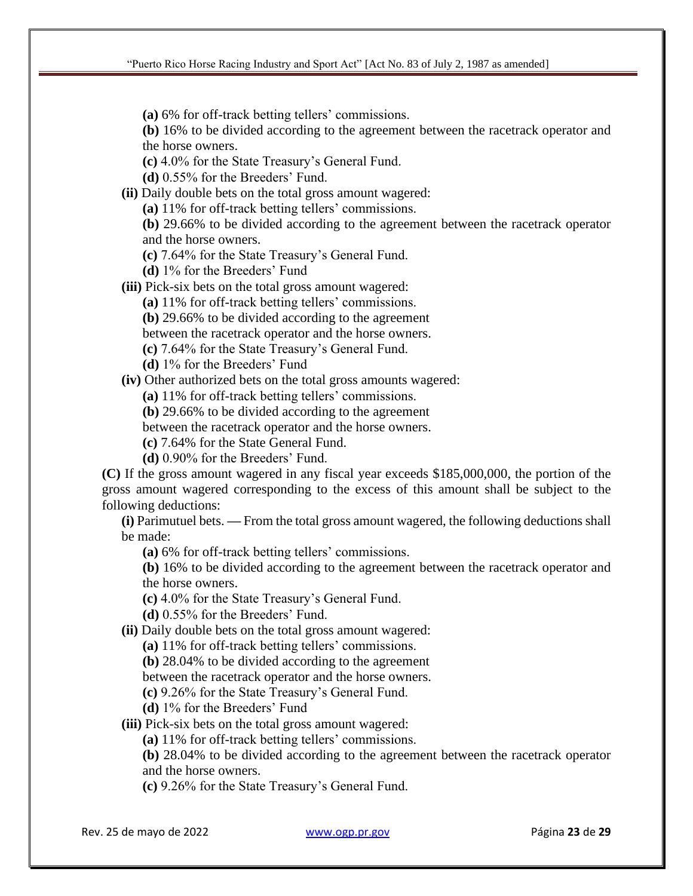**(a)** 6% for off-track betting tellers' commissions.

**(b)** 16% to be divided according to the agreement between the racetrack operator and the horse owners.

**(c)** 4.0% for the State Treasury's General Fund.

**(d)** 0.55% for the Breeders' Fund.

**(ii)** Daily double bets on the total gross amount wagered:

**(a)** 11% for off-track betting tellers' commissions.

**(b)** 29.66% to be divided according to the agreement between the racetrack operator and the horse owners.

**(c)** 7.64% for the State Treasury's General Fund.

**(d)** 1% for the Breeders' Fund

**(iii)** Pick-six bets on the total gross amount wagered:

**(a)** 11% for off-track betting tellers' commissions.

**(b)** 29.66% to be divided according to the agreement between the racetrack operator and the horse owners.

**(c)** 7.64% for the State Treasury's General Fund.

**(d)** 1% for the Breeders' Fund

**(iv)** Other authorized bets on the total gross amounts wagered:

**(a)** 11% for off-track betting tellers' commissions.

**(b)** 29.66% to be divided according to the agreement between the racetrack operator and the horse owners.

**(c)** 7.64% for the State General Fund.

**(d)** 0.90% for the Breeders' Fund.

**(C)** If the gross amount wagered in any fiscal year exceeds $185,000,000, the portion of the gross amount wagered corresponding to the excess of this amount shall be subject to the following deductions:

**(i)** Parimutuel bets. — From the total gross amount wagered, the following deductions shall be made:

**(a)** 6% for off-track betting tellers' commissions.

**(b)** 16% to be divided according to the agreement between the racetrack operator and the horse owners.

**(c)** 4.0% for the State Treasury's General Fund.

**(d)** 0.55% for the Breeders' Fund.

**(ii)** Daily double bets on the total gross amount wagered:

**(a)** 11% for off-track betting tellers' commissions.

**(b)** 28.04% to be divided according to the agreement between the racetrack operator and the horse owners.

**(c)** 9.26% for the State Treasury's General Fund.

**(d)** 1% for the Breeders' Fund

**(iii)** Pick-six bets on the total gross amount wagered:

**(a)** 11% for off-track betting tellers' commissions.

**(b)** 28.04% to be divided according to the agreement between the racetrack operator and the horse owners.

**(c)** 9.26% for the State Treasury's General Fund.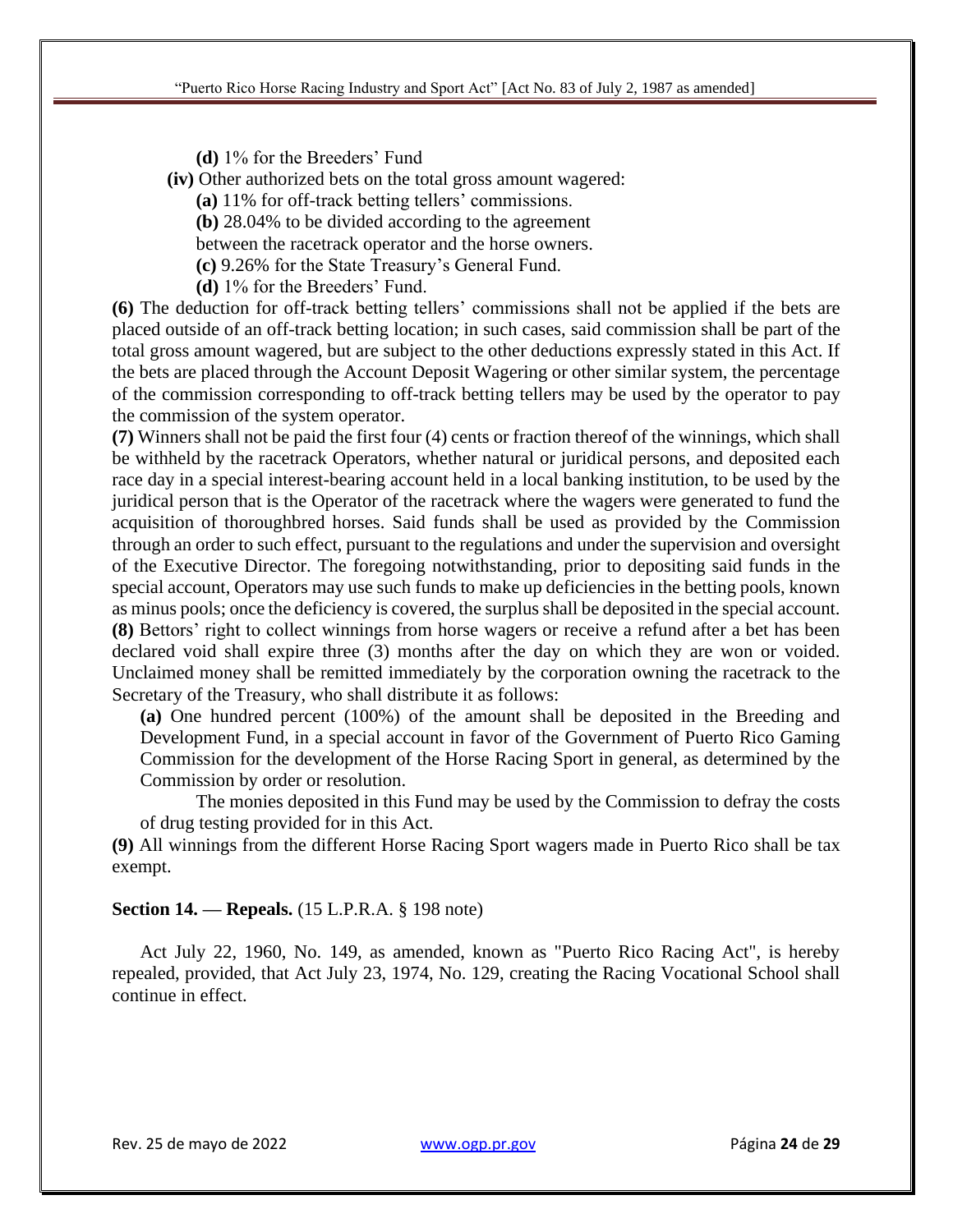**(d)** 1% for the Breeders' Fund

**(iv)** Other authorized bets on the total gross amount wagered:

**(a)** 11% for off-track betting tellers' commissions.

**(b)** 28.04% to be divided according to the agreement between the racetrack operator and the horse owners.

**(c)** 9.26% for the State Treasury's General Fund.

**(d)** 1% for the Breeders' Fund.

**(6)** The deduction for off-track betting tellers' commissions shall not be applied if the bets are placed outside of an off-track betting location; in such cases, said commission shall be part of the total gross amount wagered, but are subject to the other deductions expressly stated in this Act. If the bets are placed through the Account Deposit Wagering or other similar system, the percentage of the commission corresponding to off-track betting tellers may be used by the operator to pay the commission of the system operator.

**(7)** Winners shall not be paid the first four (4) cents or fraction thereof of the winnings, which shall be withheld by the racetrack Operators, whether natural or juridical persons, and deposited each race day in a special interest-bearing account held in a local banking institution, to be used by the juridical person that is the Operator of the racetrack where the wagers were generated to fund the acquisition of thoroughbred horses. Said funds shall be used as provided by the Commission through an order to such effect, pursuant to the regulations and under the supervision and oversight of the Executive Director. The foregoing notwithstanding, prior to depositing said funds in the special account, Operators may use such funds to make up deficiencies in the betting pools, known as minus pools; once the deficiency is covered, the surplus shall be deposited in the special account.

**(8)** Bettors' right to collect winnings from horse wagers or receive a refund after a bet has been declared void shall expire three (3) months after the day on which they are won or voided. Unclaimed money shall be remitted immediately by the corporation owning the racetrack to the Secretary of the Treasury, who shall distribute it as follows:

**(a)** One hundred percent (100%) of the amount shall be deposited in the Breeding and Development Fund, in a special account in favor of the Government of Puerto Rico Gaming Commission for the development of the Horse Racing Sport in general, as determined by the Commission by order or resolution.

The monies deposited in this Fund may be used by the Commission to defray the costs of drug testing provided for in this Act.

**(9)** All winnings from the different Horse Racing Sport wagers made in Puerto Rico shall be tax exempt.

**Section 14. — Repeals.** (15 L.P.R.A. § 198 note)

Act July 22, 1960, No. 149, as amended, known as "Puerto Rico Racing Act", is hereby repealed, provided, that Act July 23, 1974, No. 129, creating the Racing Vocational School shall continue in effect.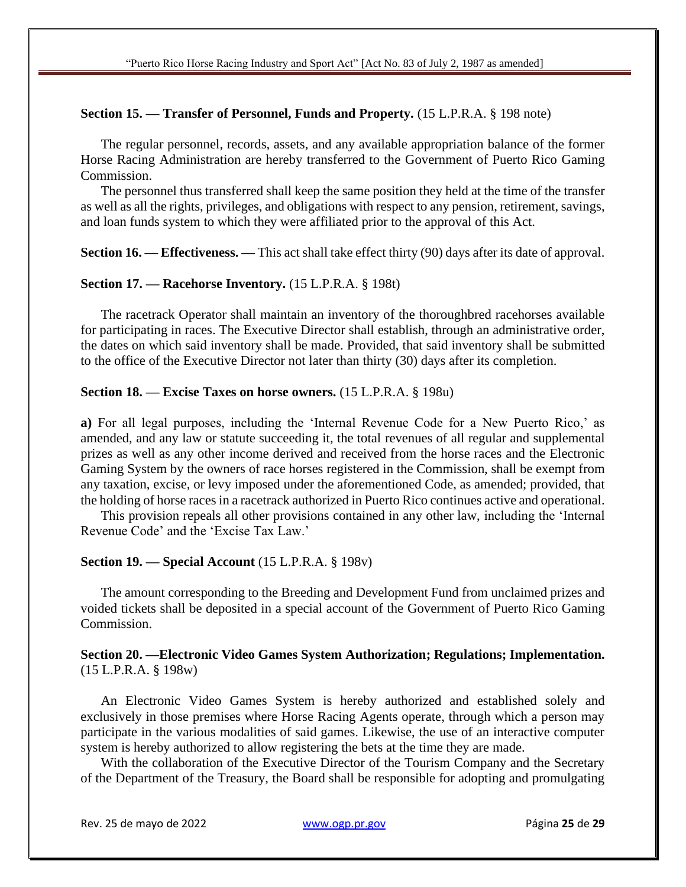**Section 15. — Transfer of Personnel, Funds and Property.** (15 L.P.R.A. § 198 note)

The regular personnel, records, assets, and any available appropriation balance of the former Horse Racing Administration are hereby transferred to the Government of Puerto Rico Gaming Commission.

The personnel thus transferred shall keep the same position they held at the time of the transfer as well as all the rights, privileges, and obligations with respect to any pension, retirement, savings, and loan funds system to which they were affiliated prior to the approval of this Act.

**Section 16. — Effectiveness. —** This act shall take effect thirty (90) days after its date of approval.

**Section 17. — Racehorse Inventory.** (15 L.P.R.A. § 198t)

The racetrack Operator shall maintain an inventory of the thoroughbred racehorses available for participating in races. The Executive Director shall establish, through an administrative order, the dates on which said inventory shall be made. Provided, that said inventory shall be submitted to the office of the Executive Director not later than thirty (30) days after its completion.

**Section 18. — Excise Taxes on horse owners.** (15 L.P.R.A. § 198u)

**a)** For all legal purposes, including the 'Internal Revenue Code for a New Puerto Rico,' as amended, and any law or statute succeeding it, the total revenues of all regular and supplemental prizes as well as any other income derived and received from the horse races and the Electronic Gaming System by the owners of race horses registered in the Commission, shall be exempt from any taxation, excise, or levy imposed under the aforementioned Code, as amended; provided, that the holding of horse races in a racetrack authorized in Puerto Rico continues active and operational.

This provision repeals all other provisions contained in any other law, including the 'Internal Revenue Code' and the 'Excise Tax Law.'

**Section 19. — Special Account** (15 L.P.R.A. § 198v)

The amount corresponding to the Breeding and Development Fund from unclaimed prizes and voided tickets shall be deposited in a special account of the Government of Puerto Rico Gaming Commission.

**Section 20. —Electronic Video Games System Authorization; Regulations; Implementation.** (15 L.P.R.A. § 198w)

An Electronic Video Games System is hereby authorized and established solely and exclusively in those premises where Horse Racing Agents operate, through which a person may participate in the various modalities of said games. Likewise, the use of an interactive computer system is hereby authorized to allow registering the bets at the time they are made.

With the collaboration of the Executive Director of the Tourism Company and the Secretary of the Department of the Treasury, the Board shall be responsible for adopting and promulgating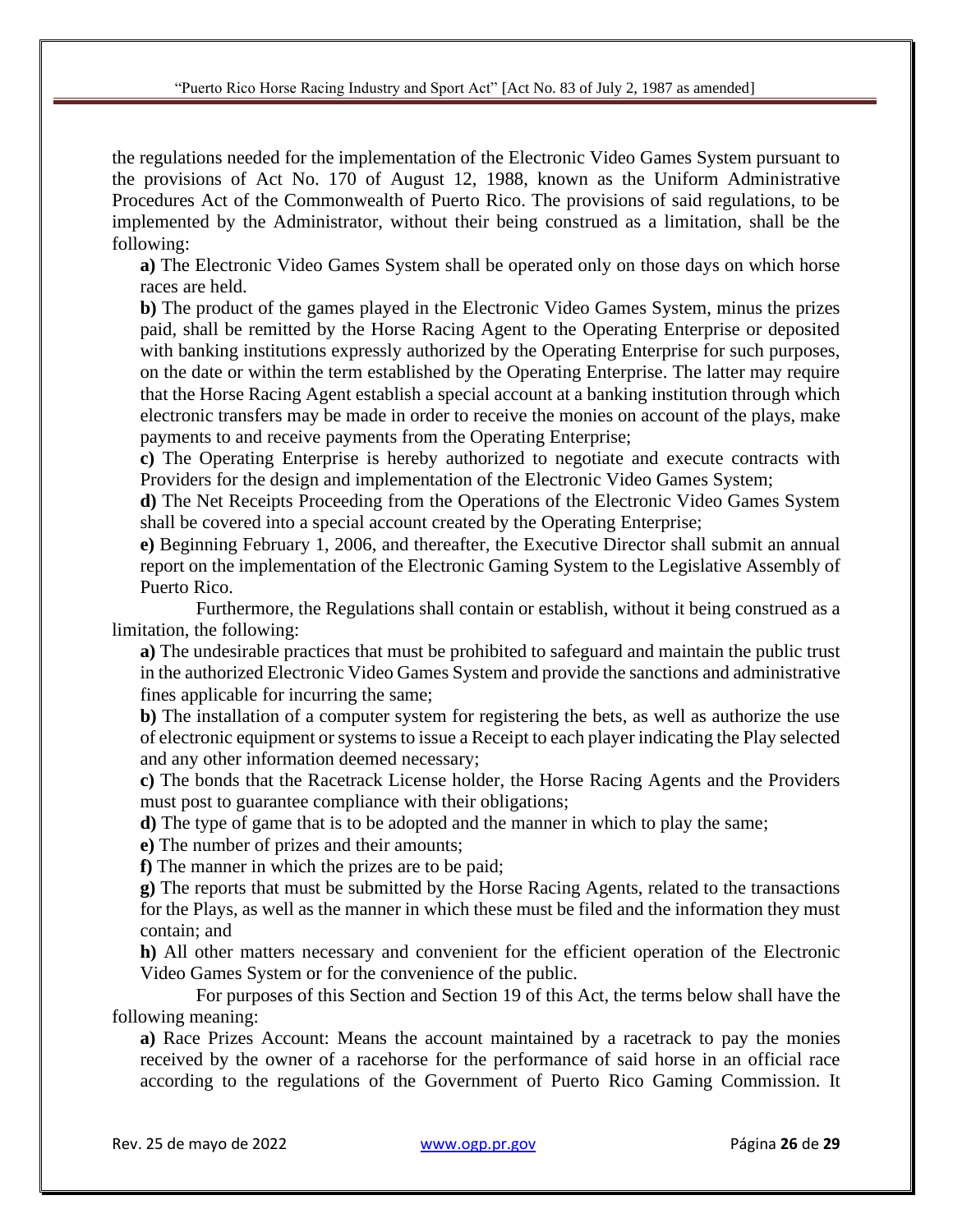the regulations needed for the implementation of the Electronic Video Games System pursuant to the provisions of Act No. 170 of August 12, 1988, known as the Uniform Administrative Procedures Act of the Commonwealth of Puerto Rico. The provisions of said regulations, to be implemented by the Administrator, without their being construed as a limitation, shall be the following:

**a)** The Electronic Video Games System shall be operated only on those days on which horse races are held.

**b)** The product of the games played in the Electronic Video Games System, minus the prizes paid, shall be remitted by the Horse Racing Agent to the Operating Enterprise or deposited with banking institutions expressly authorized by the Operating Enterprise for such purposes, on the date or within the term established by the Operating Enterprise. The latter may require that the Horse Racing Agent establish a special account at a banking institution through which electronic transfers may be made in order to receive the monies on account of the plays, make payments to and receive payments from the Operating Enterprise;

**c)** The Operating Enterprise is hereby authorized to negotiate and execute contracts with Providers for the design and implementation of the Electronic Video Games System;

**d)** The Net Receipts Proceeding from the Operations of the Electronic Video Games System shall be covered into a special account created by the Operating Enterprise;

**e)** Beginning February 1, 2006, and thereafter, the Executive Director shall submit an annual report on the implementation of the Electronic Gaming System to the Legislative Assembly of Puerto Rico.

Furthermore, the Regulations shall contain or establish, without it being construed as a limitation, the following:

**a)** The undesirable practices that must be prohibited to safeguard and maintain the public trust in the authorized Electronic Video Games System and provide the sanctions and administrative fines applicable for incurring the same;

**b)** The installation of a computer system for registering the bets, as well as authorize the use of electronic equipment or systems to issue a Receipt to each player indicating the Play selected and any other information deemed necessary;

**c)** The bonds that the Racetrack License holder, the Horse Racing Agents and the Providers must post to guarantee compliance with their obligations;

**d)** The type of game that is to be adopted and the manner in which to play the same;

**e)** The number of prizes and their amounts;

**f)** The manner in which the prizes are to be paid;

**g)** The reports that must be submitted by the Horse Racing Agents, related to the transactions for the Plays, as well as the manner in which these must be filed and the information they must contain; and

**h)** All other matters necessary and convenient for the efficient operation of the Electronic Video Games System or for the convenience of the public.

For purposes of this Section and Section 19 of this Act, the terms below shall have the following meaning:

**a)** Race Prizes Account: Means the account maintained by a racetrack to pay the monies received by the owner of a racehorse for the performance of said horse in an official race according to the regulations of the Government of Puerto Rico Gaming Commission. It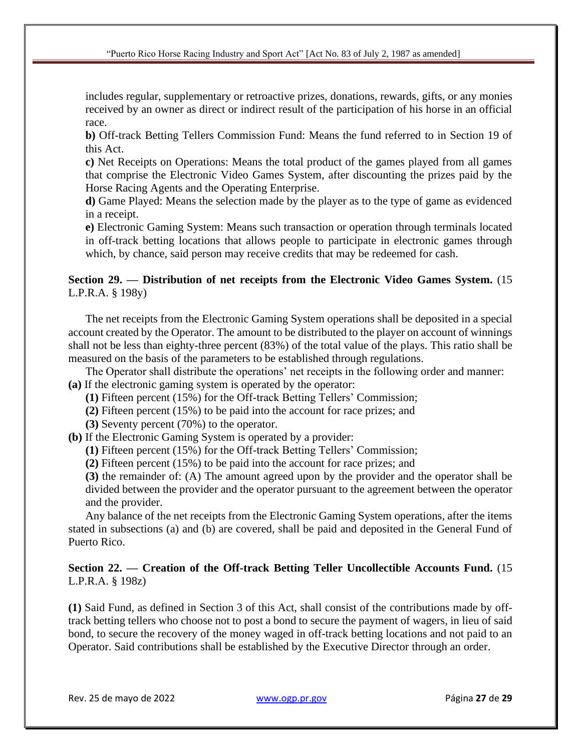includes regular, supplementary or retroactive prizes, donations, rewards, gifts, or any monies received by an owner as direct or indirect result of the participation of his horse in an official race.

**b)** Off-track Betting Tellers Commission Fund: Means the fund referred to in Section 19 of this Act.

**c)** Net Receipts on Operations: Means the total product of the games played from all games that comprise the Electronic Video Games System, after discounting the prizes paid by the Horse Racing Agents and the Operating Enterprise.

**d)** Game Played: Means the selection made by the player as to the type of game as evidenced in a receipt.

**e)** Electronic Gaming System: Means such transaction or operation through terminals located in off-track betting locations that allows people to participate in electronic games through which, by chance, said person may receive credits that may be redeemed for cash.

**Section 29. — Distribution of net receipts from the Electronic Video Games System.** (15 L.P.R.A. § 198y)

The net receipts from the Electronic Gaming System operations shall be deposited in a special account created by the Operator. The amount to be distributed to the player on account of winnings shall not be less than eighty-three percent (83%) of the total value of the plays. This ratio shall be measured on the basis of the parameters to be established through regulations.

The Operator shall distribute the operations' net receipts in the following order and manner:

**(a)** If the electronic gaming system is operated by the operator:

**(1)** Fifteen percent (15%) for the Off-track Betting Tellers' Commission;

**(2)** Fifteen percent (15%) to be paid into the account for race prizes; and

**(3)** Seventy percent (70%) to the operator.

**(b)** If the Electronic Gaming System is operated by a provider:

**(1)** Fifteen percent (15%) for the Off-track Betting Tellers' Commission;

**(2)** Fifteen percent (15%) to be paid into the account for race prizes; and

**(3)** the remainder of: (A) The amount agreed upon by the provider and the operator shall be divided between the provider and the operator pursuant to the agreement between the operator and the provider.

Any balance of the net receipts from the Electronic Gaming System operations, after the items stated in subsections (a) and (b) are covered, shall be paid and deposited in the General Fund of Puerto Rico.

**Section 22. — Creation of the Off-track Betting Teller Uncollectible Accounts Fund.** (15 L.P.R.A. § 198z)

**(1)** Said Fund, as defined in Section 3 of this Act, shall consist of the contributions made by off-track betting tellers who choose not to post a bond to secure the payment of wagers, in lieu of said bond, to secure the recovery of the money waged in off-track betting locations and not paid to an Operator. Said contributions shall be established by the Executive Director through an order.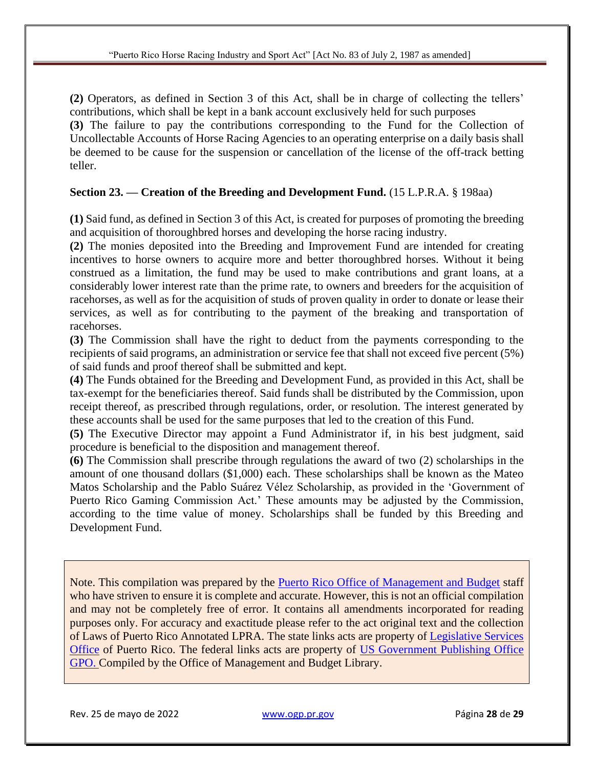**(2)** Operators, as defined in Section 3 of this Act, shall be in charge of collecting the tellers' contributions, which shall be kept in a bank account exclusively held for such purposes

**(3)** The failure to pay the contributions corresponding to the Fund for the Collection of Uncollectable Accounts of Horse Racing Agencies to an operating enterprise on a daily basis shall be deemed to be cause for the suspension or cancellation of the license of the off-track betting teller.

**Section 23. — Creation of the Breeding and Development Fund.** (15 L.P.R.A. § 198aa)

**(1)** Said fund, as defined in Section 3 of this Act, is created for purposes of promoting the breeding and acquisition of thoroughbred horses and developing the horse racing industry.

**(2)** The monies deposited into the Breeding and Improvement Fund are intended for creating incentives to horse owners to acquire more and better thoroughbred horses. Without it being construed as a limitation, the fund may be used to make contributions and grant loans, at a considerably lower interest rate than the prime rate, to owners and breeders for the acquisition of racehorses, as well as for the acquisition of studs of proven quality in order to donate or lease their services, as well as for contributing to the payment of the breaking and transportation of racehorses.

**(3)** The Commission shall have the right to deduct from the payments corresponding to the recipients of said programs, an administration or service fee that shall not exceed five percent (5%) of said funds and proof thereof shall be submitted and kept.

**(4)** The Funds obtained for the Breeding and Development Fund, as provided in this Act, shall be tax-exempt for the beneficiaries thereof. Said funds shall be distributed by the Commission, upon receipt thereof, as prescribed through regulations, order, or resolution. The interest generated by these accounts shall be used for the same purposes that led to the creation of this Fund.

**(5)** The Executive Director may appoint a Fund Administrator if, in his best judgment, said procedure is beneficial to the disposition and management thereof.

**(6)** The Commission shall prescribe through regulations the award of two (2) scholarships in the amount of one thousand dollars ($1,000) each. These scholarships shall be known as the Mateo Matos Scholarship and the Pablo Suárez Vélez Scholarship, as provided in the 'Government of Puerto Rico Gaming Commission Act.' These amounts may be adjusted by the Commission, according to the time value of money. Scholarships shall be funded by this Breeding and Development Fund.

Note. This compilation was prepared by the Puerto Rico Office of Management and Budget staff who have striven to ensure it is complete and accurate. However, this is not an official compilation and may not be completely free of error. It contains all amendments incorporated for reading purposes only. For accuracy and exactitude please refer to the act original text and the collection of Laws of Puerto Rico Annotated LPRA. The state links acts are property of Legislative Services Office of Puerto Rico. The federal links acts are property of US Government Publishing Office GPO. Compiled by the Office of Management and Budget Library.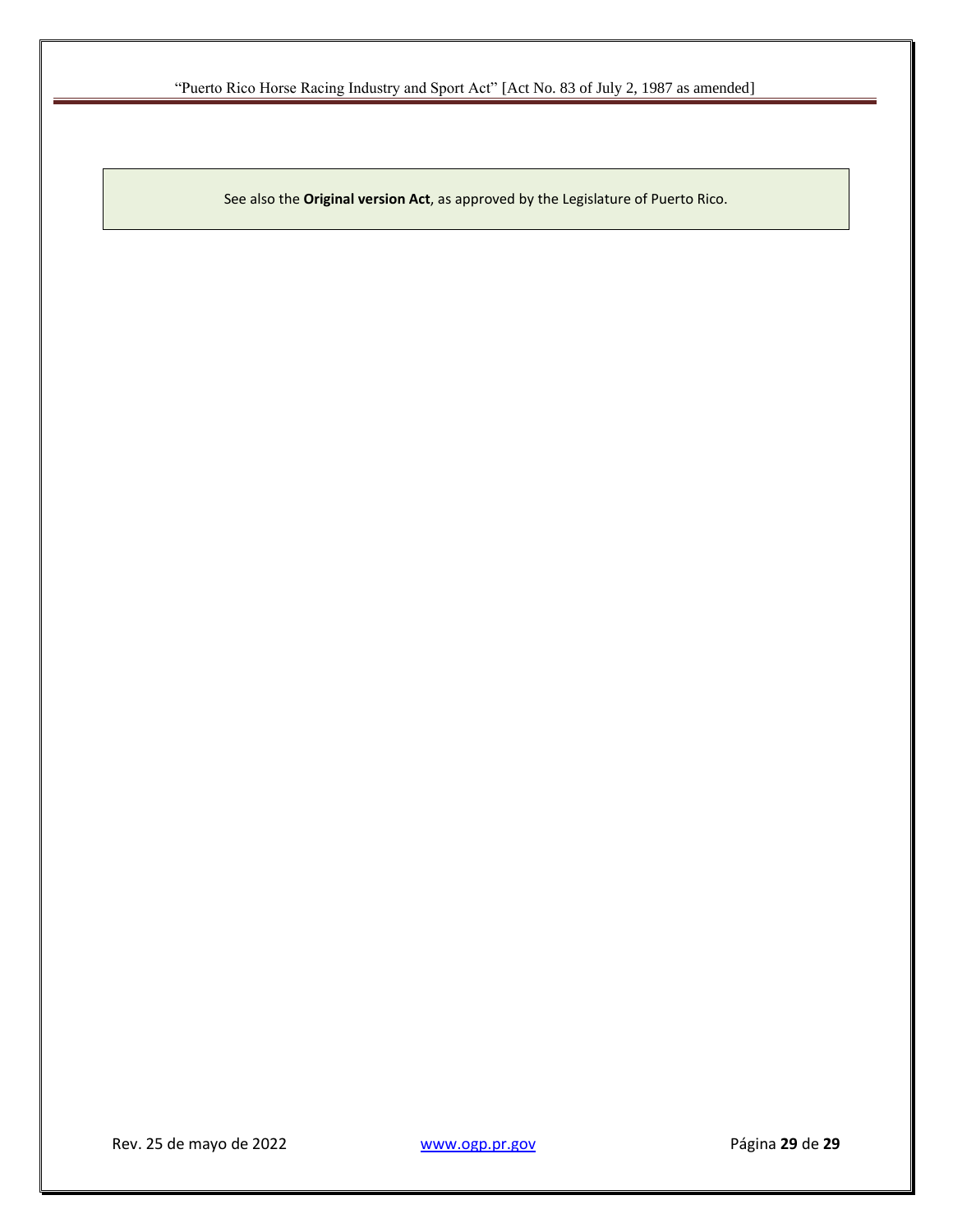See also the **Original version Act**, as approved by the Legislature of Puerto Rico.